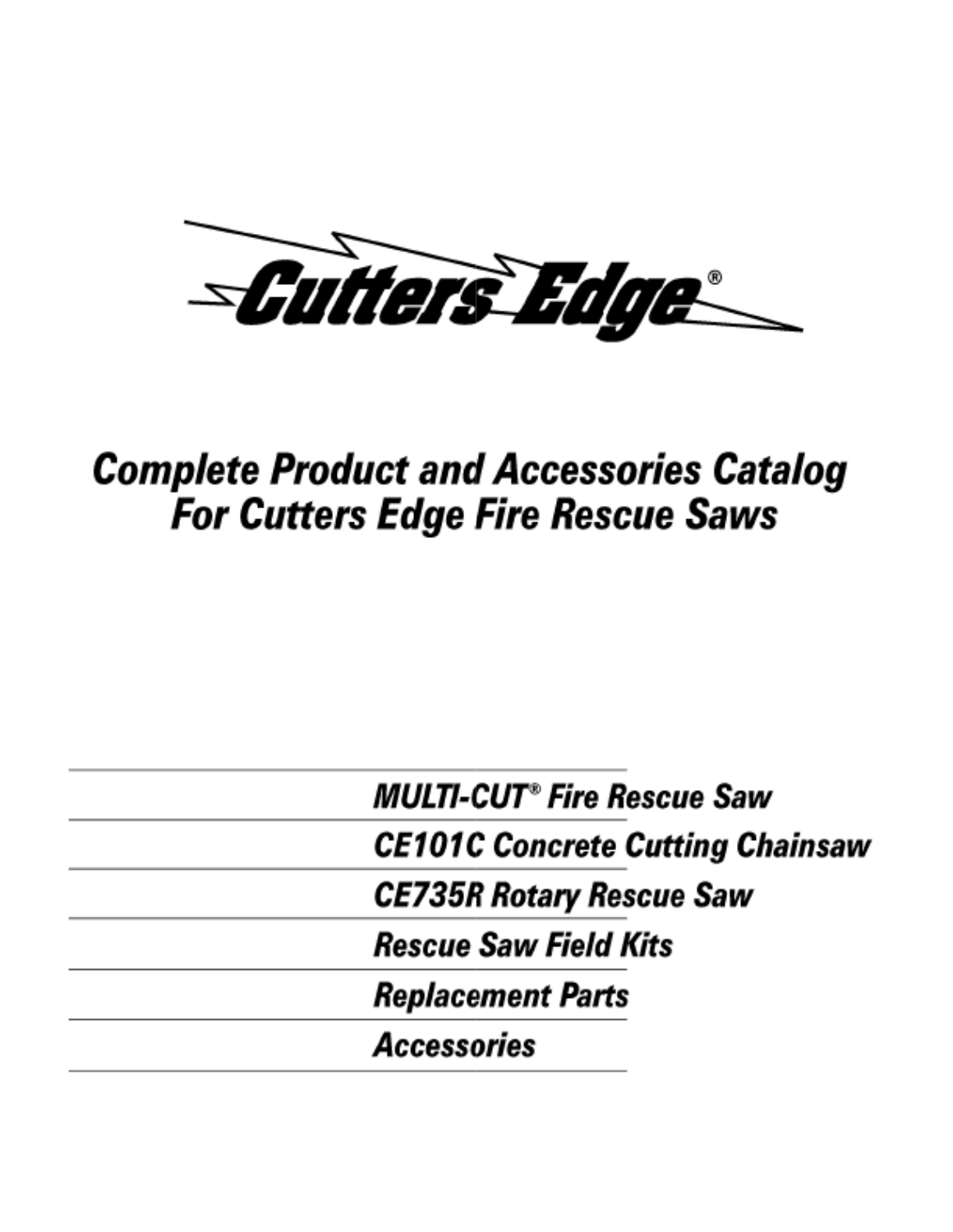# Cutters Edge®

## Complete Product and Accessories Catalog For Cutters Edge Fire Rescue Saws

- MULTI-CUT® Fire Rescue Saw
- CE101C Concrete Cutting Chainsaw
- CE735R Rotary Rescue Saw
- Rescue Saw Field Kits
- Replacement Parts
- Accessories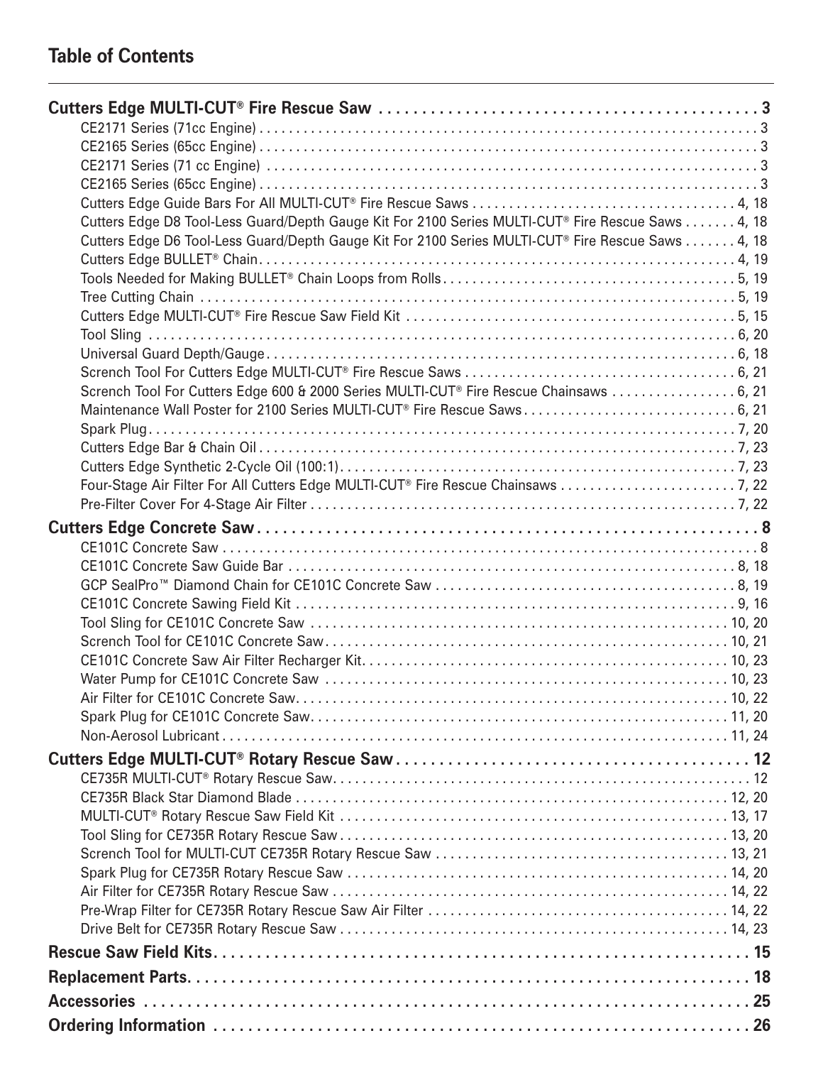## Table of Contents

**Cutters Edge MULTI-CUT® Fire Rescue Saw** .......... 3
- CE2171 Series (71cc Engine) .......... 3
- CE2165 Series (65cc Engine) .......... 3
- CE2171 Series (71 cc Engine) .......... 3
- CE2165 Series (65cc Engine) .......... 3
- Cutters Edge Guide Bars For All MULTI-CUT® Fire Rescue Saws .......... 4, 18
- Cutters Edge D8 Tool-Less Guard/Depth Gauge Kit For 2100 Series MULTI-CUT® Fire Rescue Saws .......... 4, 18
- Cutters Edge D6 Tool-Less Guard/Depth Gauge Kit For 2100 Series MULTI-CUT® Fire Rescue Saws .......... 4, 18
- Cutters Edge BULLET® Chain .......... 4, 19
- Tools Needed for Making BULLET® Chain Loops from Rolls .......... 5, 19
- Tree Cutting Chain .......... 5, 19
- Cutters Edge MULTI-CUT® Fire Rescue Saw Field Kit .......... 5, 15
- Tool Sling .......... 6, 20
- Universal Guard Depth/Gauge .......... 6, 18
- Scrench Tool For Cutters Edge MULTI-CUT® Fire Rescue Saws .......... 6, 21
- Scrench Tool For Cutters Edge 600 & 2000 Series MULTI-CUT® Fire Rescue Chainsaws .......... 6, 21
- Maintenance Wall Poster for 2100 Series MULTI-CUT® Fire Rescue Saws .......... 6, 21
- Spark Plug .......... 7, 20
- Cutters Edge Bar & Chain Oil .......... 7, 23
- Cutters Edge Synthetic 2-Cycle Oil (100:1) .......... 7, 23
- Four-Stage Air Filter For All Cutters Edge MULTI-CUT® Fire Rescue Chainsaws .......... 7, 22
- Pre-Filter Cover For 4-Stage Air Filter .......... 7, 22

**Cutters Edge Concrete Saw** .......... 8
- CE101C Concrete Saw .......... 8
- CE101C Concrete Saw Guide Bar .......... 8, 18
- GCP SealPro™ Diamond Chain for CE101C Concrete Saw .......... 8, 19
- CE101C Concrete Sawing Field Kit .......... 9, 16
- Tool Sling for CE101C Concrete Saw .......... 10, 20
- Scrench Tool for CE101C Concrete Saw .......... 10, 21
- CE101C Concrete Saw Air Filter Recharger Kit .......... 10, 23
- Water Pump for CE101C Concrete Saw .......... 10, 23
- Air Filter for CE101C Concrete Saw .......... 10, 22
- Spark Plug for CE101C Concrete Saw .......... 11, 20
- Non-Aerosol Lubricant .......... 11, 24

**Cutters Edge MULTI-CUT® Rotary Rescue Saw** .......... 12
- CE735R MULTI-CUT® Rotary Rescue Saw .......... 12
- CE735R Black Star Diamond Blade .......... 12, 20
- MULTI-CUT® Rotary Rescue Saw Field Kit .......... 13, 17
- Tool Sling for CE735R Rotary Rescue Saw .......... 13, 20
- Scrench Tool for MULTI-CUT CE735R Rotary Rescue Saw .......... 13, 21
- Spark Plug for CE735R Rotary Rescue Saw .......... 14, 20
- Air Filter for CE735R Rotary Rescue Saw .......... 14, 22
- Pre-Wrap Filter for CE735R Rotary Rescue Saw Air Filter .......... 14, 22
- Drive Belt for CE735R Rotary Rescue Saw .......... 14, 23

**Rescue Saw Field Kits** .......... 15

**Replacement Parts** .......... 18

**Accessories** .......... 25

**Ordering Information** .......... 26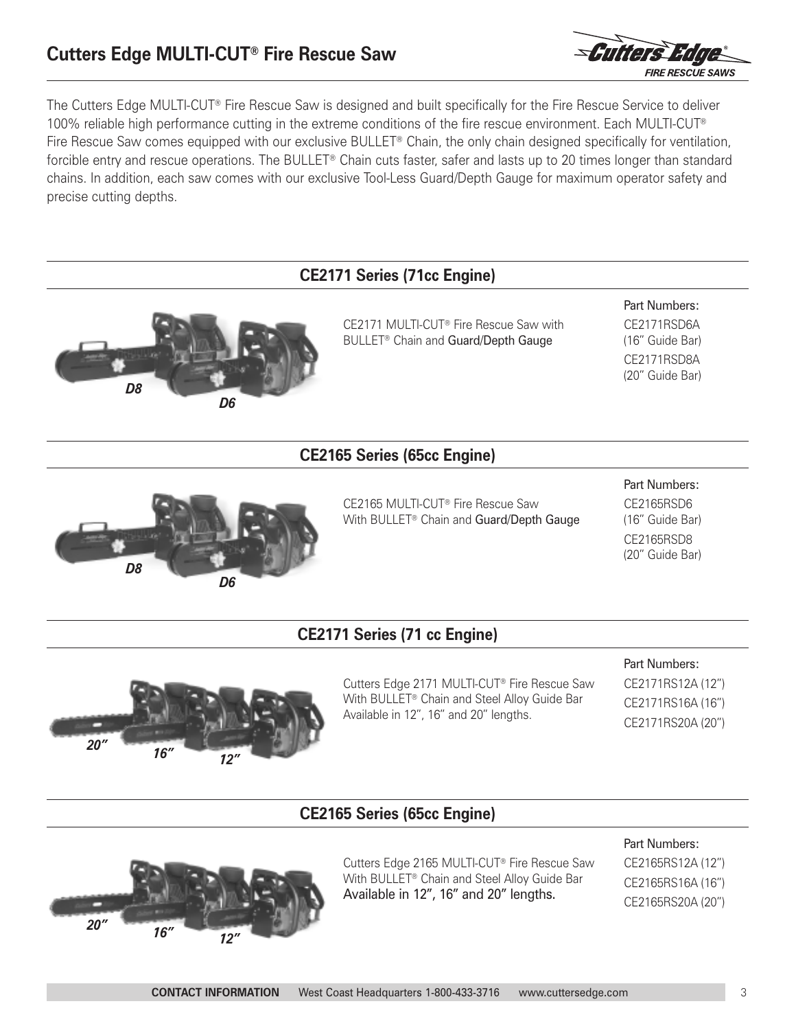# Cutters Edge MULTI-CUT® Fire Rescue Saw

The Cutters Edge MULTI-CUT® Fire Rescue Saw is designed and built specifically for the Fire Rescue Service to deliver 100% reliable high performance cutting in the extreme conditions of the fire rescue environment. Each MULTI-CUT® Fire Rescue Saw comes equipped with our exclusive BULLET® Chain, the only chain designed specifically for ventilation, forcible entry and rescue operations. The BULLET® Chain cuts faster, safer and lasts up to 20 times longer than standard chains. In addition, each saw comes with our exclusive Tool-Less Guard/Depth Gauge for maximum operator safety and precise cutting depths.

## CE2171 Series (71cc Engine)

*D8* *D6*

CE2171 MULTI-CUT® Fire Rescue Saw with BULLET® Chain and Guard/Depth Gauge

Part Numbers:
CE2171RSD6A (16" Guide Bar)
CE2171RSD8A (20" Guide Bar)

## CE2165 Series (65cc Engine)

*D8* *D6*

CE2165 MULTI-CUT® Fire Rescue Saw With BULLET® Chain and Guard/Depth Gauge

Part Numbers:
CE2165RSD6 (16" Guide Bar)
CE2165RSD8 (20" Guide Bar)

## CE2171 Series (71 cc Engine)

*20"* *16"* *12"*

Cutters Edge 2171 MULTI-CUT® Fire Rescue Saw With BULLET® Chain and Steel Alloy Guide Bar Available in 12", 16" and 20" lengths.

Part Numbers:
CE2171RS12A (12")
CE2171RS16A (16")
CE2171RS20A (20")

## CE2165 Series (65cc Engine)

*20"* *16"* *12"*

Cutters Edge 2165 MULTI-CUT® Fire Rescue Saw With BULLET® Chain and Steel Alloy Guide Bar Available in 12", 16" and 20" lengths.

Part Numbers:
CE2165RS12A (12")
CE2165RS16A (16")
CE2165RS20A (20")

**CONTACT INFORMATION** West Coast Headquarters 1-800-433-3716 www.cuttersedge.com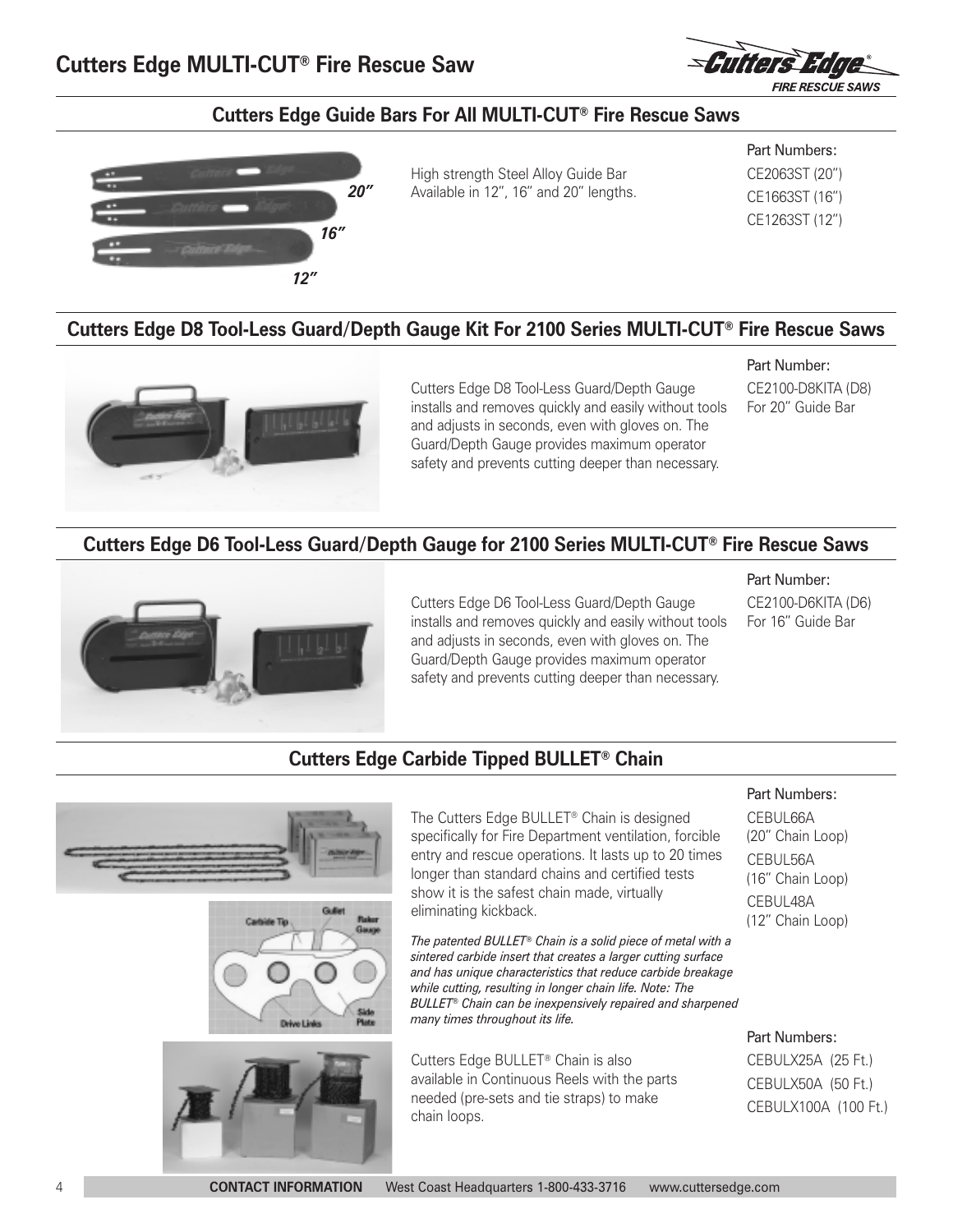# Cutters Edge MULTI-CUT® Fire Rescue Saw

## Cutters Edge Guide Bars For All MULTI-CUT® Fire Rescue Saws

High strength Steel Alloy Guide Bar
Available in 12", 16" and 20" lengths.

Part Numbers:
CE2063ST (20")
CE1663ST (16")
CE1263ST (12")

## Cutters Edge D8 Tool-Less Guard/Depth Gauge Kit For 2100 Series MULTI-CUT® Fire Rescue Saws

Cutters Edge D8 Tool-Less Guard/Depth Gauge installs and removes quickly and easily without tools and adjusts in seconds, even with gloves on. The Guard/Depth Gauge provides maximum operator safety and prevents cutting deeper than necessary.

Part Number:
CE2100-D8KITA (D8)
For 20" Guide Bar

## Cutters Edge D6 Tool-Less Guard/Depth Gauge for 2100 Series MULTI-CUT® Fire Rescue Saws

Cutters Edge D6 Tool-Less Guard/Depth Gauge installs and removes quickly and easily without tools and adjusts in seconds, even with gloves on. The Guard/Depth Gauge provides maximum operator safety and prevents cutting deeper than necessary.

Part Number:
CE2100-D6KITA (D6)
For 16" Guide Bar

## Cutters Edge Carbide Tipped BULLET® Chain

The Cutters Edge BULLET® Chain is designed specifically for Fire Department ventilation, forcible entry and rescue operations. It lasts up to 20 times longer than standard chains and certified tests show it is the safest chain made, virtually eliminating kickback.

*The patented BULLET® Chain is a solid piece of metal with a sintered carbide insert that creates a larger cutting surface and has unique characteristics that reduce carbide breakage while cutting, resulting in longer chain life. Note: The BULLET® Chain can be inexpensively repaired and sharpened many times throughout its life.*

Part Numbers:
CEBUL66A
(20" Chain Loop)
CEBUL56A
(16" Chain Loop)
CEBUL48A
(12" Chain Loop)

Cutters Edge BULLET® Chain is also available in Continuous Reels with the parts needed (pre-sets and tie straps) to make chain loops.

Part Numbers:
CEBULX25A (25 Ft.)
CEBULX50A (50 Ft.)
CEBULX100A (100 Ft.)

**CONTACT INFORMATION** West Coast Headquarters 1-800-433-3716 www.cuttersedge.com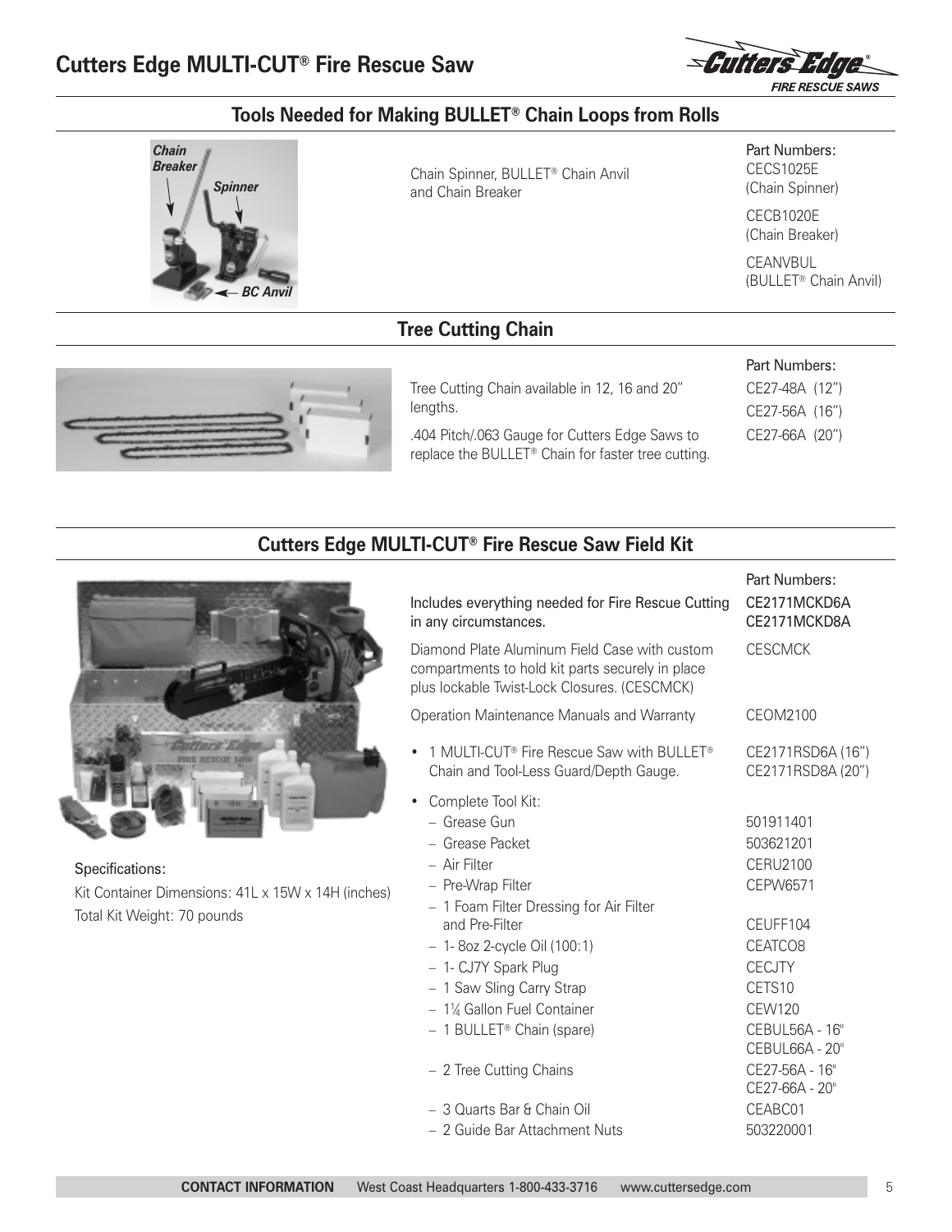# Cutters Edge MULTI-CUT® Fire Rescue Saw

## Tools Needed for Making BULLET® Chain Loops from Rolls

*Chain Breaker* *Spinner* *BC Anvil*

Chain Spinner, BULLET® Chain Anvil and Chain Breaker

Part Numbers:
CECS1025E (Chain Spinner)
CECB1020E (Chain Breaker)
CEANVBUL (BULLET® Chain Anvil)

## Tree Cutting Chain

Tree Cutting Chain available in 12, 16 and 20" lengths.

.404 Pitch/.063 Gauge for Cutters Edge Saws to replace the BULLET® Chain for faster tree cutting.

Part Numbers:
CE27-48A (12")
CE27-56A (16")
CE27-66A (20")

## Cutters Edge MULTI-CUT® Fire Rescue Saw Field Kit

Specifications:

Kit Container Dimensions: 41L x 15W x 14H (inches)

Total Kit Weight: 70 pounds

| | Part Numbers: |
|---|---|
| Includes everything needed for Fire Rescue Cutting in any circumstances. | CE2171MCKD6A<br>CE2171MCKD8A |
| Diamond Plate Aluminum Field Case with custom compartments to hold kit parts securely in place plus lockable Twist-Lock Closures. (CESCMCK) | CESCMCK |
| Operation Maintenance Manuals and Warranty | CEOM2100 |
| • 1 MULTI-CUT® Fire Rescue Saw with BULLET® Chain and Tool-Less Guard/Depth Gauge. | CE2171RSD6A (16")<br>CE2171RSD8A (20") |
| • Complete Tool Kit: | |
| – Grease Gun | 501911401 |
| – Grease Packet | 503621201 |
| – Air Filter | CERU2100 |
| – Pre-Wrap Filter | CEPW6571 |
| – 1 Foam Filter Dressing for Air Filter and Pre-Filter | CEUFF104 |
| – 1- 8oz 2-cycle Oil (100:1) | CEATCO8 |
| – 1- CJ7Y Spark Plug | CECJTY |
| – 1 Saw Sling Carry Strap | CETS10 |
| – 1¼ Gallon Fuel Container | CEW120 |
| – 1 BULLET® Chain (spare) | CEBUL56A - 16"<br>CEBUL66A - 20" |
| – 2 Tree Cutting Chains | CE27-56A - 16"<br>CE27-66A - 20" |
| – 3 Quarts Bar & Chain Oil | CEABC01 |
| – 2 Guide Bar Attachment Nuts | 503220001 |

**CONTACT INFORMATION** West Coast Headquarters 1-800-433-3716 www.cuttersedge.com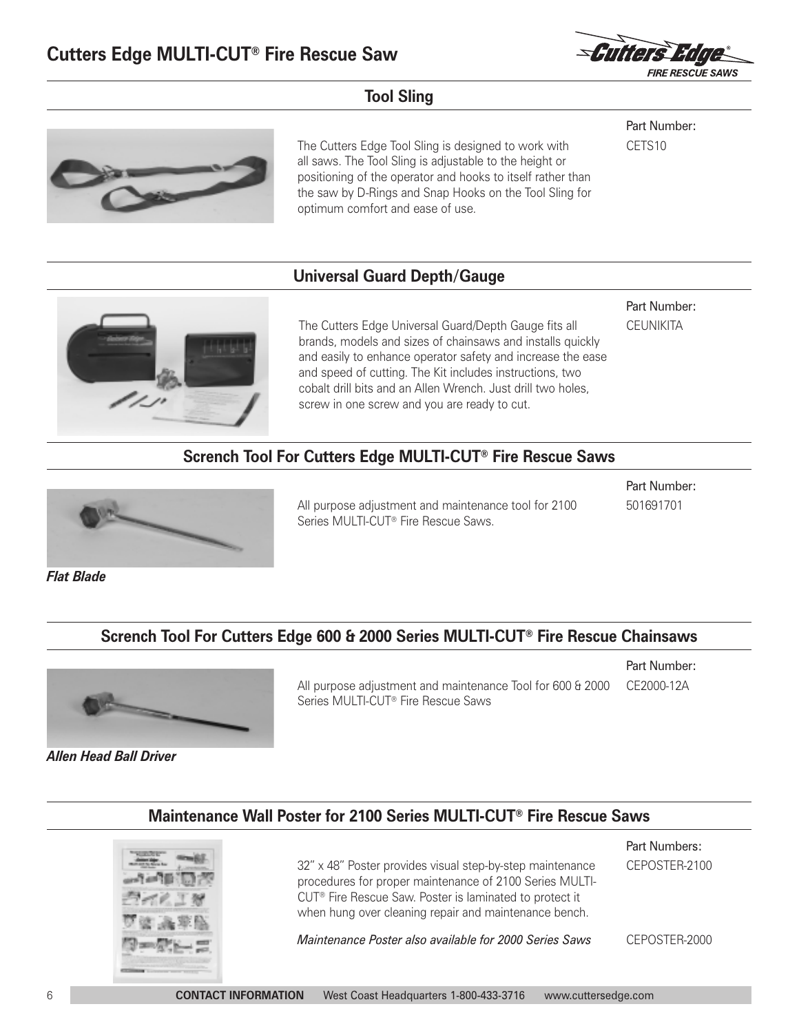## Tool Sling

Part Number: CETS10

The Cutters Edge Tool Sling is designed to work with all saws. The Tool Sling is adjustable to the height or positioning of the operator and hooks to itself rather than the saw by D-Rings and Snap Hooks on the Tool Sling for optimum comfort and ease of use.

## Universal Guard Depth/Gauge

Part Number: CEUNIKITA

The Cutters Edge Universal Guard/Depth Gauge fits all brands, models and sizes of chainsaws and installs quickly and easily to enhance operator safety and increase the ease and speed of cutting. The Kit includes instructions, two cobalt drill bits and an Allen Wrench. Just drill two holes, screw in one screw and you are ready to cut.

## Scrench Tool For Cutters Edge MULTI-CUT® Fire Rescue Saws

Part Number: 501691701

All purpose adjustment and maintenance tool for 2100 Series MULTI-CUT® Fire Rescue Saws.

***Flat Blade***

## Scrench Tool For Cutters Edge 600 & 2000 Series MULTI-CUT® Fire Rescue Chainsaws

Part Number: CE2000-12A

All purpose adjustment and maintenance Tool for 600 & 2000 Series MULTI-CUT® Fire Rescue Saws

***Allen Head Ball Driver***

## Maintenance Wall Poster for 2100 Series MULTI-CUT® Fire Rescue Saws

Part Numbers: CEPOSTER-2100

32" x 48" Poster provides visual step-by-step maintenance procedures for proper maintenance of 2100 Series MULTI-CUT® Fire Rescue Saw. Poster is laminated to protect it when hung over cleaning repair and maintenance bench.

*Maintenance Poster also available for 2000 Series Saws* CEPOSTER-2000

**CONTACT INFORMATION** West Coast Headquarters 1-800-433-3716 www.cuttersedge.com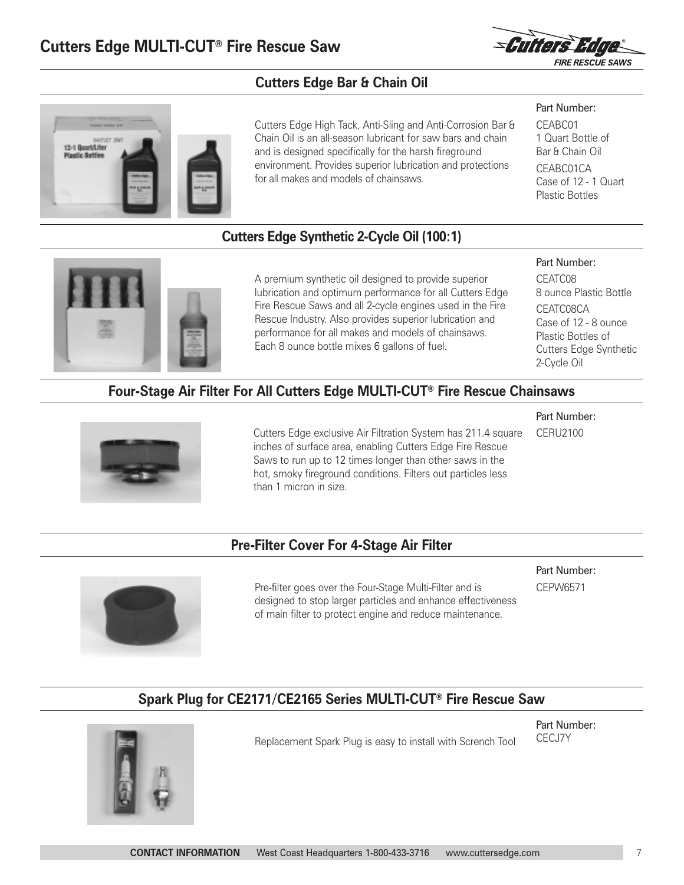# Cutters Edge MULTI-CUT® Fire Rescue Saw

## Cutters Edge Bar & Chain Oil

Cutters Edge High Tack, Anti-Sling and Anti-Corrosion Bar & Chain Oil is an all-season lubricant for saw bars and chain and is designed specifically for the harsh fireground environment. Provides superior lubrication and protections for all makes and models of chainsaws.

Part Number:

CEABC01
1 Quart Bottle of Bar & Chain Oil

CEABC01CA
Case of 12 - 1 Quart Plastic Bottles

## Cutters Edge Synthetic 2-Cycle Oil (100:1)

A premium synthetic oil designed to provide superior lubrication and optimum performance for all Cutters Edge Fire Rescue Saws and all 2-cycle engines used in the Fire Rescue Industry. Also provides superior lubrication and performance for all makes and models of chainsaws. Each 8 ounce bottle mixes 6 gallons of fuel.

Part Number:

CEATC08
8 ounce Plastic Bottle

CEATC08CA
Case of 12 - 8 ounce Plastic Bottles of Cutters Edge Synthetic 2-Cycle Oil

## Four-Stage Air Filter For All Cutters Edge MULTI-CUT® Fire Rescue Chainsaws

Cutters Edge exclusive Air Filtration System has 211.4 square inches of surface area, enabling Cutters Edge Fire Rescue Saws to run up to 12 times longer than other saws in the hot, smoky fireground conditions. Filters out particles less than 1 micron in size.

Part Number:

CERU2100

## Pre-Filter Cover For 4-Stage Air Filter

Pre-filter goes over the Four-Stage Multi-Filter and is designed to stop larger particles and enhance effectiveness of main filter to protect engine and reduce maintenance.

Part Number:

CEPW6571

## Spark Plug for CE2171/CE2165 Series MULTI-CUT® Fire Rescue Saw

Replacement Spark Plug is easy to install with Scrench Tool

Part Number:

CECJ7Y

**CONTACT INFORMATION** West Coast Headquarters 1-800-433-3716 www.cuttersedge.com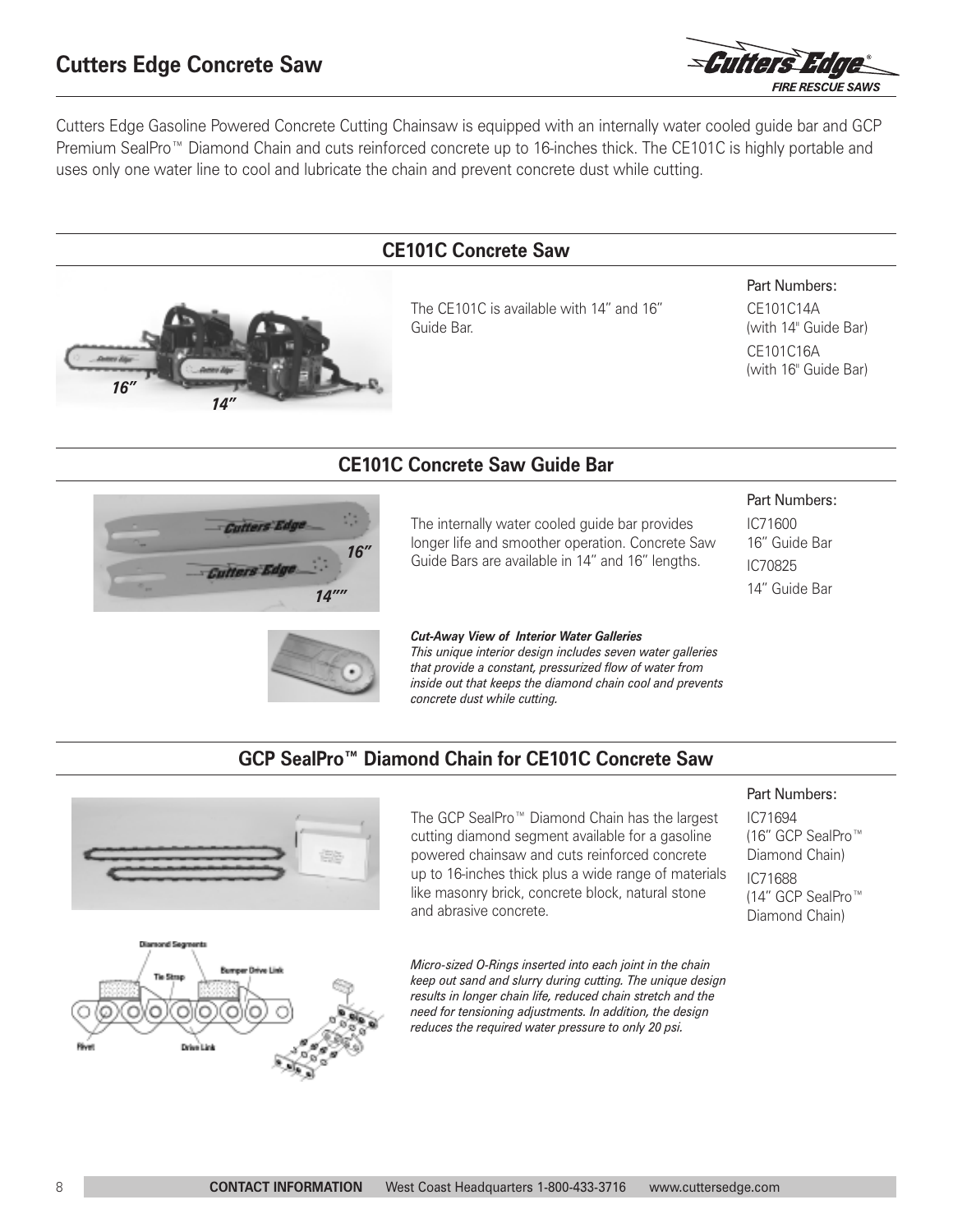# Cutters Edge Concrete Saw

Cutters Edge Gasoline Powered Concrete Cutting Chainsaw is equipped with an internally water cooled guide bar and GCP Premium SealPro™ Diamond Chain and cuts reinforced concrete up to 16-inches thick. The CE101C is highly portable and uses only one water line to cool and lubricate the chain and prevent concrete dust while cutting.

## CE101C Concrete Saw

The CE101C is available with 14" and 16" Guide Bar.

Part Numbers:

CE101C14A
(with 14" Guide Bar)

CE101C16A
(with 16" Guide Bar)

## CE101C Concrete Saw Guide Bar

The internally water cooled guide bar provides longer life and smoother operation. Concrete Saw Guide Bars are available in 14" and 16" lengths.

Part Numbers:

IC71600
16" Guide Bar

IC70825
14" Guide Bar

***Cut-Away View of Interior Water Galleries***
*This unique interior design includes seven water galleries that provide a constant, pressurized flow of water from inside out that keeps the diamond chain cool and prevents concrete dust while cutting.*

## GCP SealPro™ Diamond Chain for CE101C Concrete Saw

The GCP SealPro™ Diamond Chain has the largest cutting diamond segment available for a gasoline powered chainsaw and cuts reinforced concrete up to 16-inches thick plus a wide range of materials like masonry brick, concrete block, natural stone and abrasive concrete.

Part Numbers:

IC71694
(16" GCP SealPro™ Diamond Chain)

IC71688
(14" GCP SealPro™ Diamond Chain)

*Micro-sized O-Rings inserted into each joint in the chain keep out sand and slurry during cutting. The unique design results in longer chain life, reduced chain stretch and the need for tensioning adjustments. In addition, the design reduces the required water pressure to only 20 psi.*

**CONTACT INFORMATION** West Coast Headquarters 1-800-433-3716 www.cuttersedge.com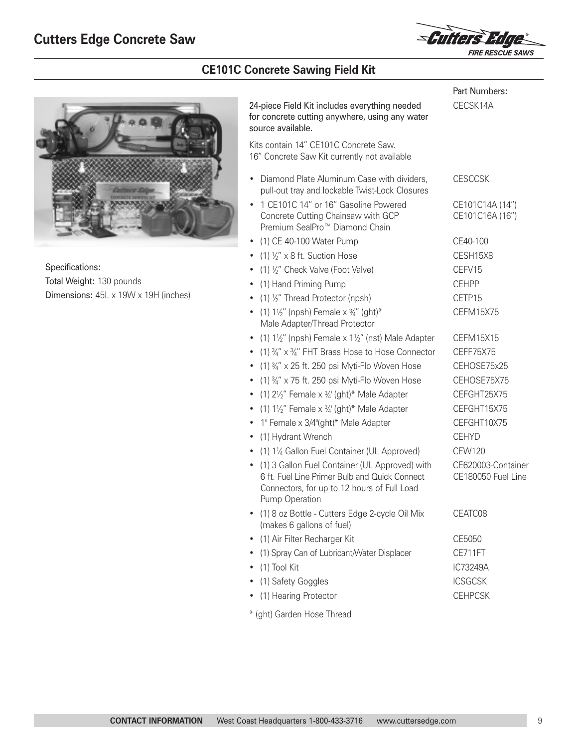# Cutters Edge Concrete Saw

## CE101C Concrete Sawing Field Kit

Specifications:

**Total Weight:** 130 pounds

**Dimensions:** 45L x 19W x 19H (inches)

| | Part Numbers: |
|---|---|
| 24-piece Field Kit includes everything needed for concrete cutting anywhere, using any water source available. | CECSK14A |
| Kits contain 14" CE101C Concrete Saw. 16" Concrete Saw Kit currently not available | |
| • Diamond Plate Aluminum Case with dividers, pull-out tray and lockable Twist-Lock Closures | CESCCSK |
| • 1 CE101C 14" or 16" Gasoline Powered Concrete Cutting Chainsaw with GCP Premium SealPro™ Diamond Chain | CE101C14A (14") CE101C16A (16") |
| • (1) CE 40-100 Water Pump | CE40-100 |
| • (1) ½" x 8 ft. Suction Hose | CESH15X8 |
| • (1) ½" Check Valve (Foot Valve) | CEFV15 |
| • (1) Hand Priming Pump | CEHPP |
| • (1) ½" Thread Protector (npsh) | CETP15 |
| • (1) 1½" (npsh) Female x ¾" (ght)* Male Adapter/Thread Protector | CEFM15X75 |
| • (1) 1½" (npsh) Female x 1½" (nst) Male Adapter | CEFM15X15 |
| • (1) ¾" x ¾" FHT Brass Hose to Hose Connector | CEFF75X75 |
| • (1) ¾" x 25 ft. 250 psi Myti-Flo Woven Hose | CEHOSE75x25 |
| • (1) ¾" x 75 ft. 250 psi Myti-Flo Woven Hose | CEHOSE75X75 |
| • (1) 2½" Female x ¾' (ght)* Male Adapter | CEFGHT25X75 |
| • (1) 1½" Female x ¾' (ght)* Male Adapter | CEFGHT15X75 |
| • 1" Female x 3/4"(ght)* Male Adapter | CEFGHT10X75 |
| • (1) Hydrant Wrench | CEHYD |
| • (1) 1¼ Gallon Fuel Container (UL Approved) | CEW120 |
| • (1) 3 Gallon Fuel Container (UL Approved) with 6 ft. Fuel Line Primer Bulb and Quick Connect Connectors, for up to 12 hours of Full Load Pump Operation | CE620003-Container CE180050 Fuel Line |
| • (1) 8 oz Bottle - Cutters Edge 2-cycle Oil Mix (makes 6 gallons of fuel) | CEATC08 |
| • (1) Air Filter Recharger Kit | CE5050 |
| • (1) Spray Can of Lubricant/Water Displacer | CE711FT |
| • (1) Tool Kit | IC73249A |
| • (1) Safety Goggles | ICSGCSK |
| • (1) Hearing Protector | CEHPCSK |

* (ght) Garden Hose Thread

**CONTACT INFORMATION** West Coast Headquarters 1-800-433-3716 www.cuttersedge.com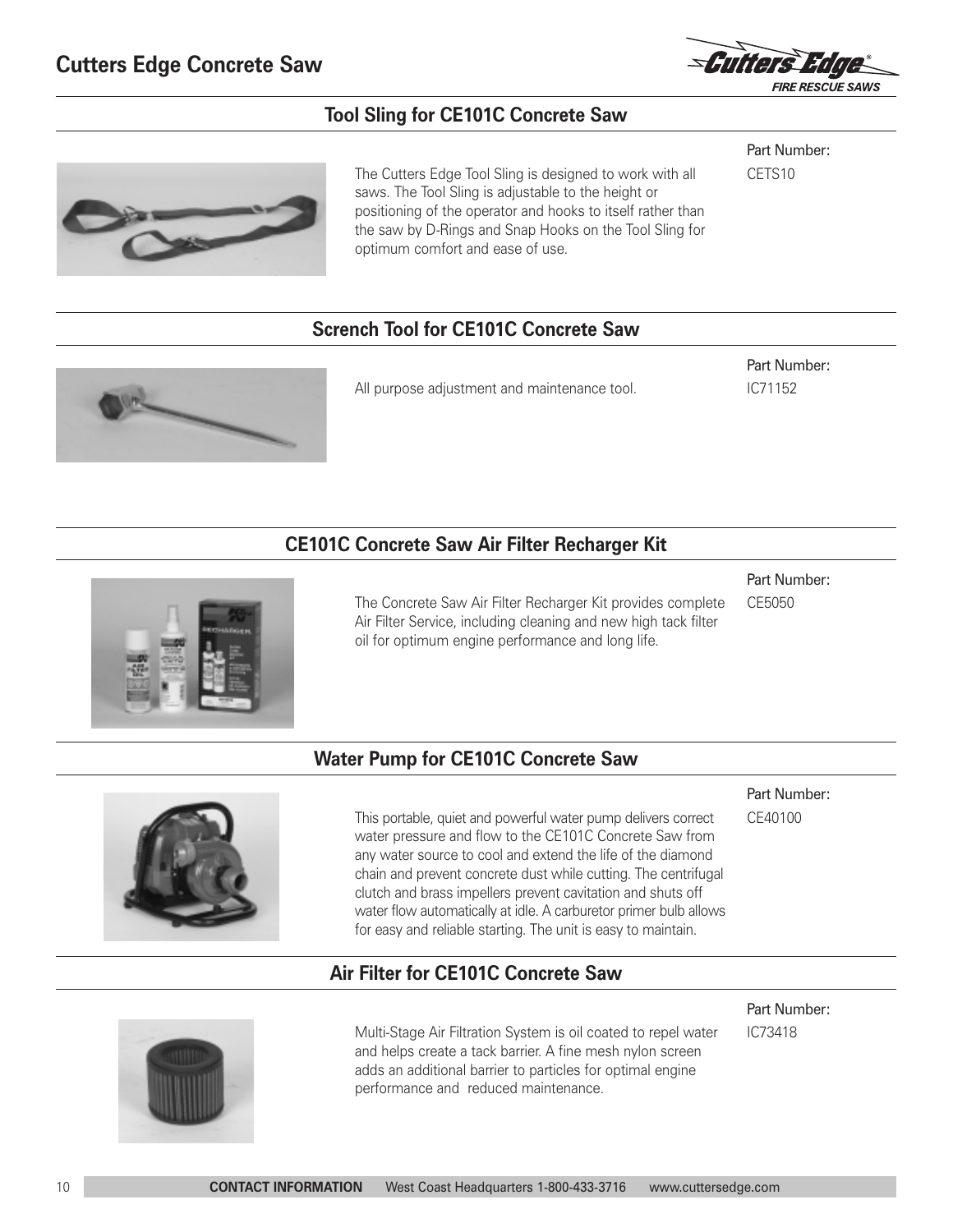## Tool Sling for CE101C Concrete Saw

The Cutters Edge Tool Sling is designed to work with all saws. The Tool Sling is adjustable to the height or positioning of the operator and hooks to itself rather than the saw by D-Rings and Snap Hooks on the Tool Sling for optimum comfort and ease of use.

Part Number:
CETS10

## Scrench Tool for CE101C Concrete Saw

All purpose adjustment and maintenance tool.

Part Number:
IC71152

## CE101C Concrete Saw Air Filter Recharger Kit

The Concrete Saw Air Filter Recharger Kit provides complete Air Filter Service, including cleaning and new high tack filter oil for optimum engine performance and long life.

Part Number:
CE5050

## Water Pump for CE101C Concrete Saw

This portable, quiet and powerful water pump delivers correct water pressure and flow to the CE101C Concrete Saw from any water source to cool and extend the life of the diamond chain and prevent concrete dust while cutting. The centrifugal clutch and brass impellers prevent cavitation and shuts off water flow automatically at idle. A carburetor primer bulb allows for easy and reliable starting. The unit is easy to maintain.

Part Number:
CE40100

## Air Filter for CE101C Concrete Saw

Multi-Stage Air Filtration System is oil coated to repel water and helps create a tack barrier. A fine mesh nylon screen adds an additional barrier to particles for optimal engine performance and reduced maintenance.

Part Number:
IC73418

**CONTACT INFORMATION** West Coast Headquarters 1-800-433-3716 www.cuttersedge.com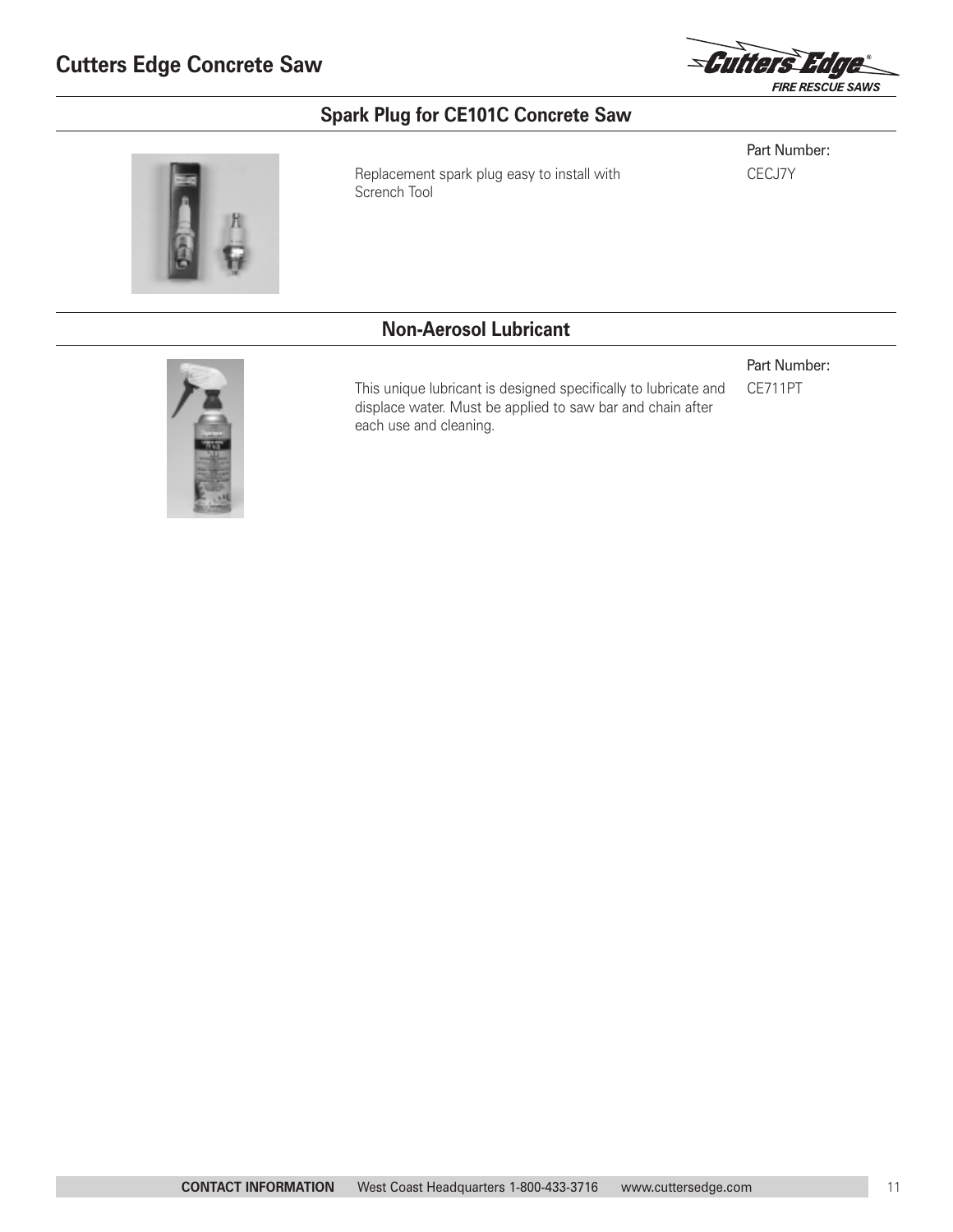## Spark Plug for CE101C Concrete Saw

Replacement spark plug easy to install with Scrench Tool

Part Number:
CECJ7Y

## Non-Aerosol Lubricant

This unique lubricant is designed specifically to lubricate and displace water. Must be applied to saw bar and chain after each use and cleaning.

Part Number:
CE711PT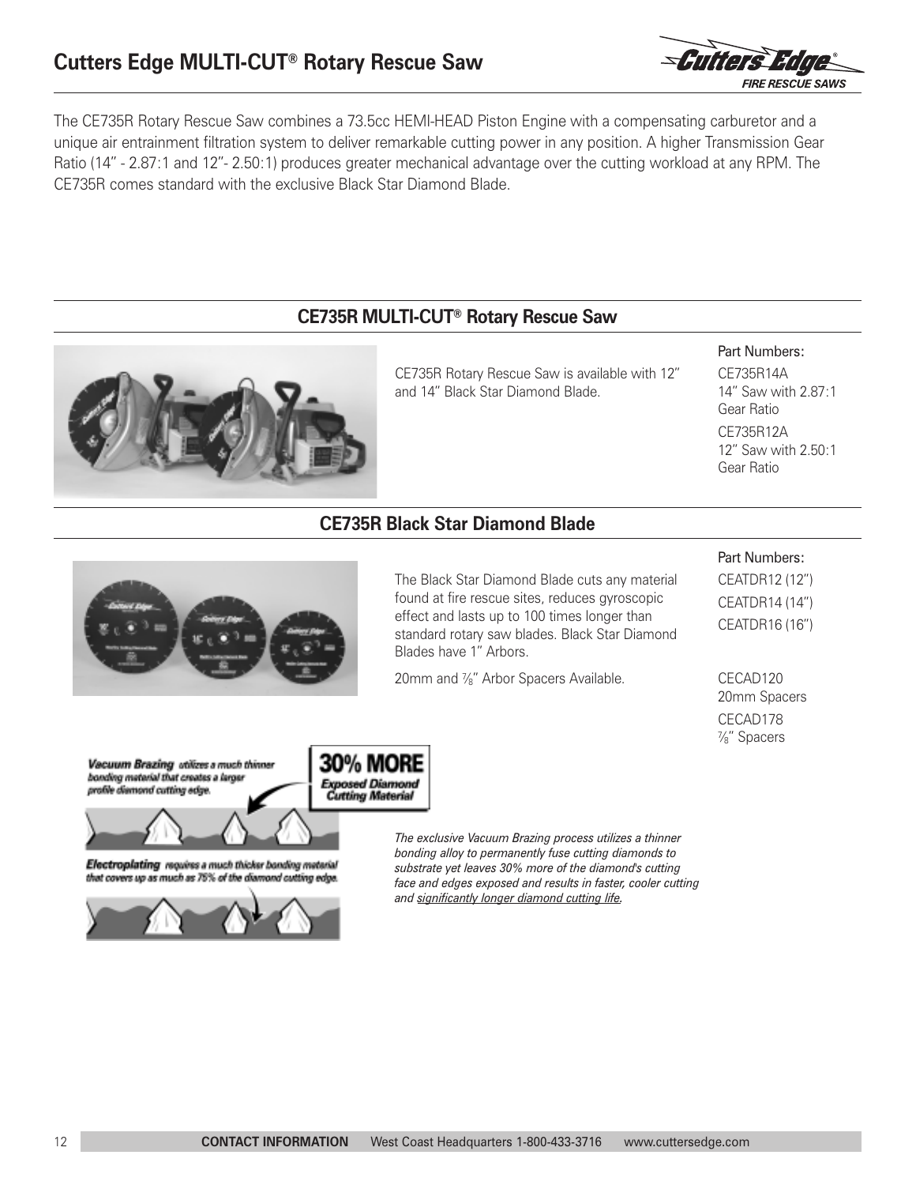# Cutters Edge MULTI-CUT® Rotary Rescue Saw

The CE735R Rotary Rescue Saw combines a 73.5cc HEMI-HEAD Piston Engine with a compensating carburetor and a unique air entrainment filtration system to deliver remarkable cutting power in any position. A higher Transmission Gear Ratio (14" - 2.87:1 and 12"- 2.50:1) produces greater mechanical advantage over the cutting workload at any RPM. The CE735R comes standard with the exclusive Black Star Diamond Blade.

## CE735R MULTI-CUT® Rotary Rescue Saw

CE735R Rotary Rescue Saw is available with 12" and 14" Black Star Diamond Blade.

Part Numbers:

CE735R14A
14" Saw with 2.87:1 Gear Ratio

CE735R12A
12" Saw with 2.50:1 Gear Ratio

## CE735R Black Star Diamond Blade

The Black Star Diamond Blade cuts any material found at fire rescue sites, reduces gyroscopic effect and lasts up to 100 times longer than standard rotary saw blades. Black Star Diamond Blades have 1" Arbors.

20mm and ⅞" Arbor Spacers Available.

Part Numbers:

CEATDR12 (12")
CEATDR14 (14")
CEATDR16 (16")

CECAD120
20mm Spacers

CECAD178
⅞" Spacers

**Vacuum Brazing** utilizes a much thinner bonding material that creates a larger profile diamond cutting edge.

**30% MORE Exposed Diamond Cutting Material**

**Electroplating** requires a much thicker bonding material that covers up as much as 75% of the diamond cutting edge.

*The exclusive Vacuum Brazing process utilizes a thinner bonding alloy to permanently fuse cutting diamonds to substrate yet leaves 30% more of the diamond's cutting face and edges exposed and results in faster, cooler cutting and significantly longer diamond cutting life.*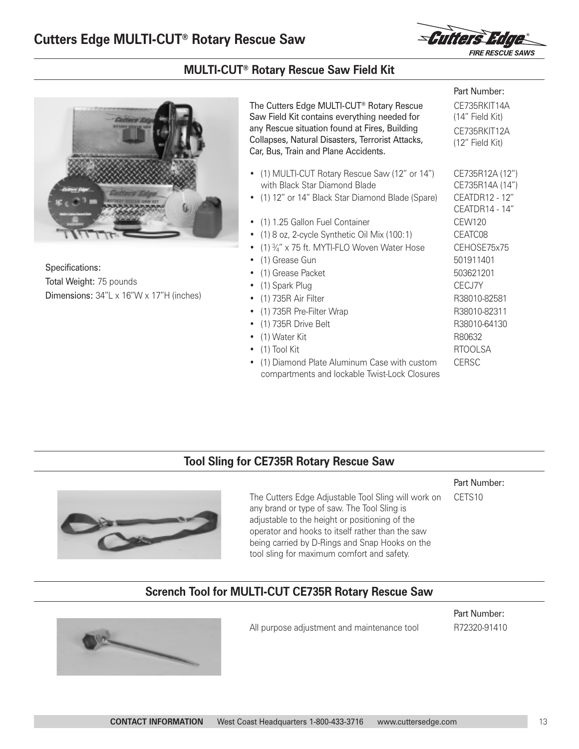# Cutters Edge MULTI-CUT® Rotary Rescue Saw

## MULTI-CUT® Rotary Rescue Saw Field Kit

Specifications:
**Total Weight:** 75 pounds
**Dimensions:** 34"L x 16"W x 17"H (inches)

The Cutters Edge MULTI-CUT® Rotary Rescue Saw Field Kit contains everything needed for any Rescue situation found at Fires, Building Collapses, Natural Disasters, Terrorist Attacks, Car, Bus, Train and Plane Accidents.

Part Number:
CE735RKIT14A (14" Field Kit)
CE735RKIT12A (12" Field Kit)

| Item | Part Number |
|---|---|
| • (1) MULTI-CUT Rotary Rescue Saw (12" or 14") with Black Star Diamond Blade | CE735R12A (12")<br>CE735R14A (14") |
| • (1) 12" or 14" Black Star Diamond Blade (Spare) | CEATDR12 - 12"<br>CEATDR14 - 14" |
| • (1) 1.25 Gallon Fuel Container | CEW120 |
| • (1) 8 oz, 2-cycle Synthetic Oil Mix (100:1) | CEATC08 |
| • (1) ¾" x 75 ft. MYTI-FLO Woven Water Hose | CEHOSE75x75 |
| • (1) Grease Gun | 501911401 |
| • (1) Grease Packet | 503621201 |
| • (1) Spark Plug | CECJ7Y |
| • (1) 735R Air Filter | R38010-82581 |
| • (1) 735R Pre-Filter Wrap | R38010-82311 |
| • (1) 735R Drive Belt | R38010-64130 |
| • (1) Water Kit | R80632 |
| • (1) Tool Kit | RTOOLSA |
| • (1) Diamond Plate Aluminum Case with custom compartments and lockable Twist-Lock Closures | CERSC |

## Tool Sling for CE735R Rotary Rescue Saw

Part Number: CETS10

The Cutters Edge Adjustable Tool Sling will work on any brand or type of saw. The Tool Sling is adjustable to the height or positioning of the operator and hooks to itself rather than the saw being carried by D-Rings and Snap Hooks on the tool sling for maximum comfort and safety.

## Scrench Tool for MULTI-CUT CE735R Rotary Rescue Saw

Part Number: R72320-91410

All purpose adjustment and maintenance tool

**CONTACT INFORMATION** West Coast Headquarters 1-800-433-3716 www.cuttersedge.com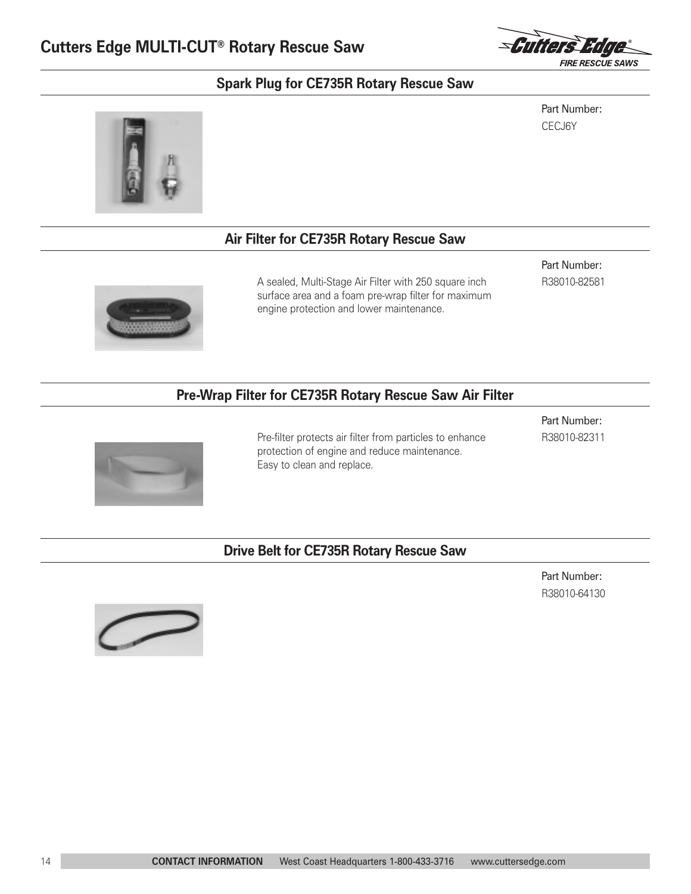# Cutters Edge MULTI-CUT® Rotary Rescue Saw

## Spark Plug for CE735R Rotary Rescue Saw

Part Number:
CECJ6Y

## Air Filter for CE735R Rotary Rescue Saw

A sealed, Multi-Stage Air Filter with 250 square inch surface area and a foam pre-wrap filter for maximum engine protection and lower maintenance.

Part Number:
R38010-82581

## Pre-Wrap Filter for CE735R Rotary Rescue Saw Air Filter

Pre-filter protects air filter from particles to enhance protection of engine and reduce maintenance. Easy to clean and replace.

Part Number:
R38010-82311

## Drive Belt for CE735R Rotary Rescue Saw

Part Number:
R38010-64130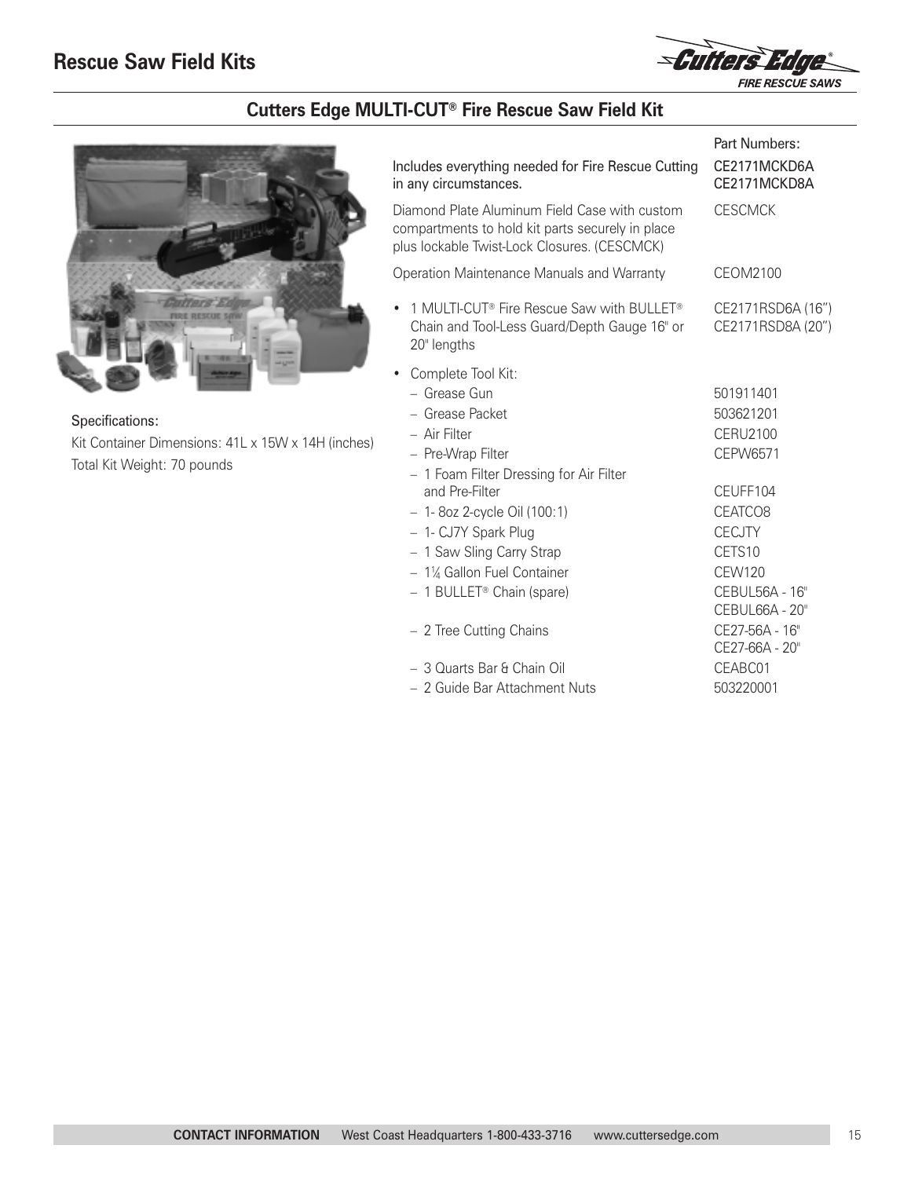# Rescue Saw Field Kits

## Cutters Edge MULTI-CUT® Fire Rescue Saw Field Kit

Specifications:

Kit Container Dimensions: 41L x 15W x 14H (inches)

Total Kit Weight: 70 pounds

| | Part Numbers: |
|---|---|
| Includes everything needed for Fire Rescue Cutting in any circumstances. | CE2171MCKD6A<br>CE2171MCKD8A |
| Diamond Plate Aluminum Field Case with custom compartments to hold kit parts securely in place plus lockable Twist-Lock Closures. (CESCMCK) | CESCMCK |
| Operation Maintenance Manuals and Warranty | CEOM2100 |
| • 1 MULTI-CUT® Fire Rescue Saw with BULLET® Chain and Tool-Less Guard/Depth Gauge 16" or 20" lengths | CE2171RSD6A (16")<br>CE2171RSD8A (20") |
| • Complete Tool Kit: | |
| – Grease Gun | 501911401 |
| – Grease Packet | 503621201 |
| – Air Filter | CERU2100 |
| – Pre-Wrap Filter | CEPW6571 |
| – 1 Foam Filter Dressing for Air Filter and Pre-Filter | CEUFF104 |
| – 1- 8oz 2-cycle Oil (100:1) | CEATCO8 |
| – 1- CJ7Y Spark Plug | CECJTY |
| – 1 Saw Sling Carry Strap | CETS10 |
| – 1¼ Gallon Fuel Container | CEW120 |
| – 1 BULLET® Chain (spare) | CEBUL56A - 16"<br>CEBUL66A - 20" |
| – 2 Tree Cutting Chains | CE27-56A - 16"<br>CE27-66A - 20" |
| – 3 Quarts Bar & Chain Oil | CEABC01 |
| – 2 Guide Bar Attachment Nuts | 503220001 |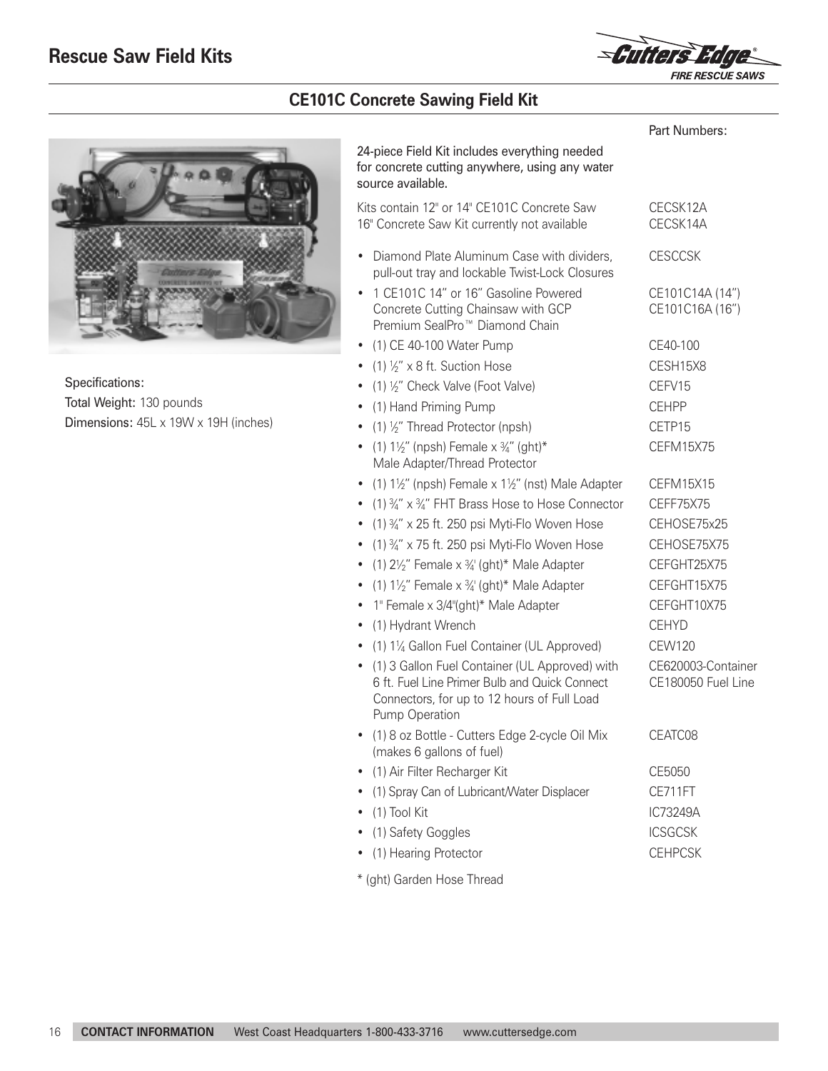# Rescue Saw Field Kits

## CE101C Concrete Sawing Field Kit

Specifications:

**Total Weight:** 130 pounds

**Dimensions:** 45L x 19W x 19H (inches)

| | Part Numbers: |
|---|---|
| 24-piece Field Kit includes everything needed for concrete cutting anywhere, using any water source available. | |
| Kits contain 12" or 14" CE101C Concrete Saw | CECSK12A |
| 16" Concrete Saw Kit currently not available | CECSK14A |
| • Diamond Plate Aluminum Case with dividers, pull-out tray and lockable Twist-Lock Closures | CESCCSK |
| • 1 CE101C 14" or 16" Gasoline Powered Concrete Cutting Chainsaw with GCP Premium SealPro™ Diamond Chain | CE101C14A (14") CE101C16A (16") |
| • (1) CE 40-100 Water Pump | CE40-100 |
| • (1) ½" x 8 ft. Suction Hose | CESH15X8 |
| • (1) ½" Check Valve (Foot Valve) | CEFV15 |
| • (1) Hand Priming Pump | CEHPP |
| • (1) ½" Thread Protector (npsh) | CETP15 |
| • (1) 1½" (npsh) Female x ¾" (ght)* Male Adapter/Thread Protector | CEFM15X75 |
| • (1) 1½" (npsh) Female x 1½" (nst) Male Adapter | CEFM15X15 |
| • (1) ¾" x ¾" FHT Brass Hose to Hose Connector | CEFF75X75 |
| • (1) ¾" x 25 ft. 250 psi Myti-Flo Woven Hose | CEHOSE75x25 |
| • (1) ¾" x 75 ft. 250 psi Myti-Flo Woven Hose | CEHOSE75X75 |
| • (1) 2½" Female x ¾' (ght)* Male Adapter | CEFGHT25X75 |
| • (1) 1½" Female x ¾' (ght)* Male Adapter | CEFGHT15X75 |
| • 1" Female x 3/4"(ght)* Male Adapter | CEFGHT10X75 |
| • (1) Hydrant Wrench | CEHYD |
| • (1) 1¼ Gallon Fuel Container (UL Approved) | CEW120 |
| • (1) 3 Gallon Fuel Container (UL Approved) with 6 ft. Fuel Line Primer Bulb and Quick Connect Connectors, for up to 12 hours of Full Load Pump Operation | CE620003-Container CE180050 Fuel Line |
| • (1) 8 oz Bottle - Cutters Edge 2-cycle Oil Mix (makes 6 gallons of fuel) | CEATC08 |
| • (1) Air Filter Recharger Kit | CE5050 |
| • (1) Spray Can of Lubricant/Water Displacer | CE711FT |
| • (1) Tool Kit | IC73249A |
| • (1) Safety Goggles | ICSGCSK |
| • (1) Hearing Protector | CEHPCSK |

* (ght) Garden Hose Thread

**CONTACT INFORMATION** West Coast Headquarters 1-800-433-3716 www.cuttersedge.com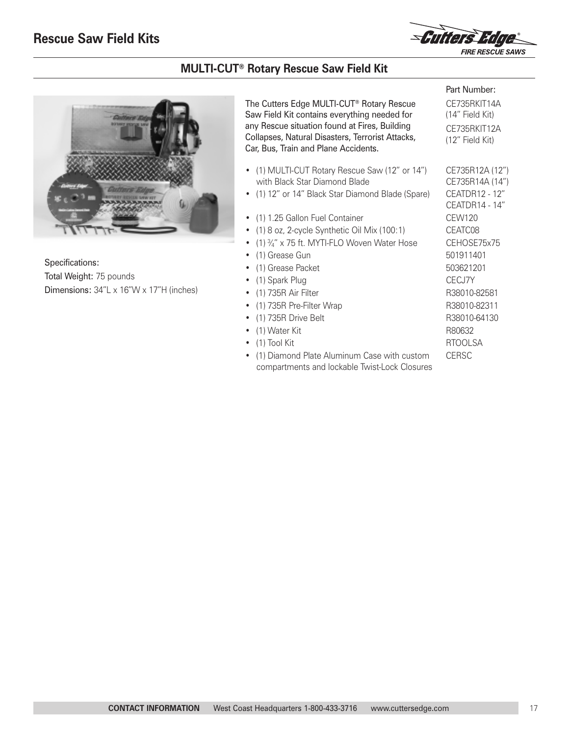# Rescue Saw Field Kits

## MULTI-CUT® Rotary Rescue Saw Field Kit

Specifications:

**Total Weight:** 75 pounds

**Dimensions:** 34"L x 16"W x 17"H (inches)

The Cutters Edge MULTI-CUT® Rotary Rescue Saw Field Kit contains everything needed for any Rescue situation found at Fires, Building Collapses, Natural Disasters, Terrorist Attacks, Car, Bus, Train and Plane Accidents.

Part Number:

CE735RKIT14A (14" Field Kit)

CE735RKIT12A (12" Field Kit)

| Item | Part Number |
| --- | --- |
| (1) MULTI-CUT Rotary Rescue Saw (12" or 14") with Black Star Diamond Blade | CE735R12A (12") CE735R14A (14") |
| (1) 12" or 14" Black Star Diamond Blade (Spare) | CEATDR12 - 12" CEATDR14 - 14" |
| (1) 1.25 Gallon Fuel Container | CEW120 |
| (1) 8 oz, 2-cycle Synthetic Oil Mix (100:1) | CEATC08 |
| (1) ¾" x 75 ft. MYTI-FLO Woven Water Hose | CEHOSE75x75 |
| (1) Grease Gun | 501911401 |
| (1) Grease Packet | 503621201 |
| (1) Spark Plug | CECJ7Y |
| (1) 735R Air Filter | R38010-82581 |
| (1) 735R Pre-Filter Wrap | R38010-82311 |
| (1) 735R Drive Belt | R38010-64130 |
| (1) Water Kit | R80632 |
| (1) Tool Kit | RTOOLSA |
| (1) Diamond Plate Aluminum Case with custom compartments and lockable Twist-Lock Closures | CERSC |

**CONTACT INFORMATION** West Coast Headquarters 1-800-433-3716 www.cuttersedge.com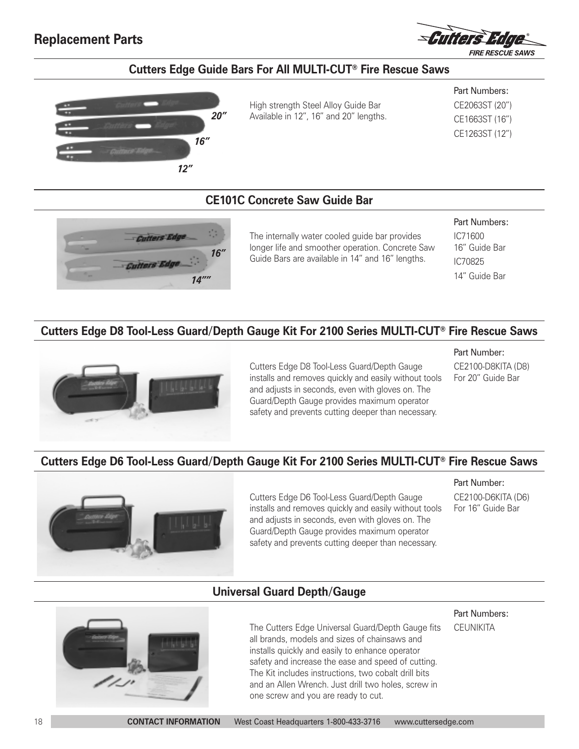# Replacement Parts

## Cutters Edge Guide Bars For All MULTI-CUT® Fire Rescue Saws

High strength Steel Alloy Guide Bar
Available in 12", 16" and 20" lengths.

Part Numbers:
CE2063ST (20")
CE1663ST (16")
CE1263ST (12")

## CE101C Concrete Saw Guide Bar

The internally water cooled guide bar provides longer life and smoother operation. Concrete Saw Guide Bars are available in 14" and 16" lengths.

Part Numbers:
IC71600
16" Guide Bar
IC70825
14" Guide Bar

## Cutters Edge D8 Tool-Less Guard/Depth Gauge Kit For 2100 Series MULTI-CUT® Fire Rescue Saws

Cutters Edge D8 Tool-Less Guard/Depth Gauge installs and removes quickly and easily without tools and adjusts in seconds, even with gloves on. The Guard/Depth Gauge provides maximum operator safety and prevents cutting deeper than necessary.

Part Number:
CE2100-D8KITA (D8)
For 20" Guide Bar

## Cutters Edge D6 Tool-Less Guard/Depth Gauge Kit For 2100 Series MULTI-CUT® Fire Rescue Saws

Cutters Edge D6 Tool-Less Guard/Depth Gauge installs and removes quickly and easily without tools and adjusts in seconds, even with gloves on. The Guard/Depth Gauge provides maximum operator safety and prevents cutting deeper than necessary.

Part Number:
CE2100-D6KITA (D6)
For 16" Guide Bar

## Universal Guard Depth/Gauge

The Cutters Edge Universal Guard/Depth Gauge fits all brands, models and sizes of chainsaws and installs quickly and easily to enhance operator safety and increase the ease and speed of cutting. The Kit includes instructions, two cobalt drill bits and an Allen Wrench. Just drill two holes, screw in one screw and you are ready to cut.

Part Numbers:
CEUNIKITA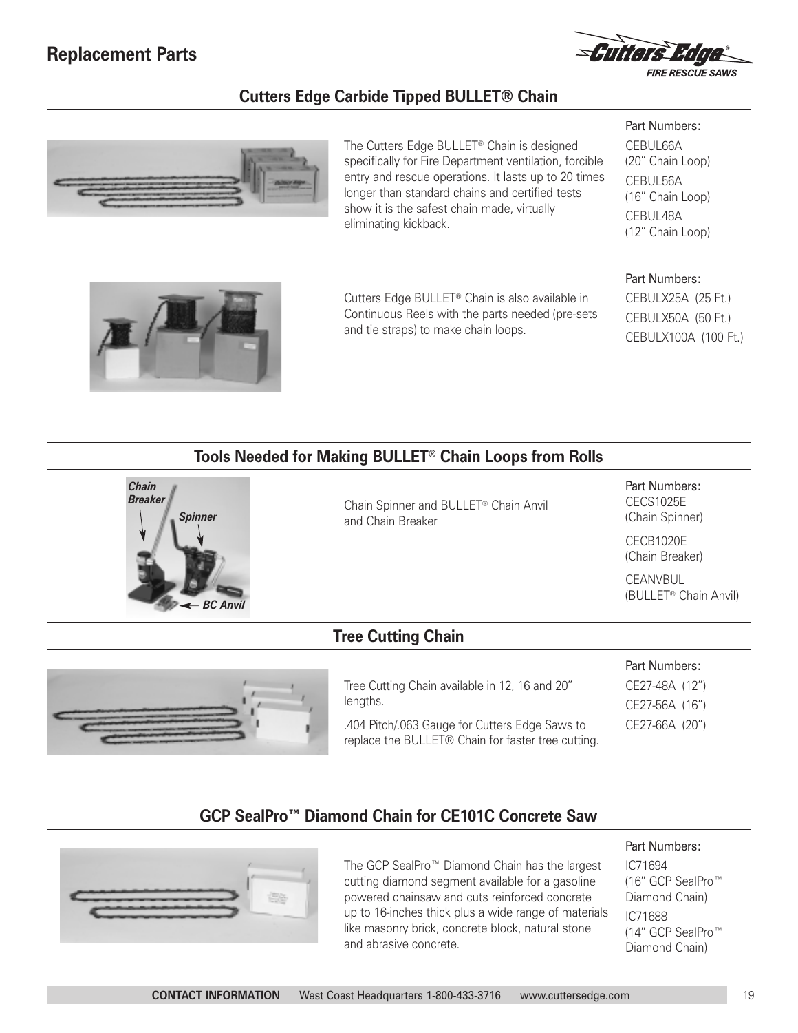# Replacement Parts

## Cutters Edge Carbide Tipped BULLET® Chain

The Cutters Edge BULLET® Chain is designed specifically for Fire Department ventilation, forcible entry and rescue operations. It lasts up to 20 times longer than standard chains and certified tests show it is the safest chain made, virtually eliminating kickback.

Part Numbers:
CEBUL66A
(20" Chain Loop)
CEBUL56A
(16" Chain Loop)
CEBUL48A
(12" Chain Loop)

Cutters Edge BULLET® Chain is also available in Continuous Reels with the parts needed (pre-sets and tie straps) to make chain loops.

Part Numbers:
CEBULX25A (25 Ft.)
CEBULX50A (50 Ft.)
CEBULX100A (100 Ft.)

## Tools Needed for Making BULLET® Chain Loops from Rolls

*Chain Breaker*
*Spinner*
*BC Anvil*

Chain Spinner and BULLET® Chain Anvil and Chain Breaker

Part Numbers:
CECS1025E
(Chain Spinner)
CECB1020E
(Chain Breaker)
CEANVBUL
(BULLET® Chain Anvil)

## Tree Cutting Chain

Tree Cutting Chain available in 12, 16 and 20" lengths.

.404 Pitch/.063 Gauge for Cutters Edge Saws to replace the BULLET® Chain for faster tree cutting.

Part Numbers:
CE27-48A (12")
CE27-56A (16")
CE27-66A (20")

## GCP SealPro™ Diamond Chain for CE101C Concrete Saw

The GCP SealPro™ Diamond Chain has the largest cutting diamond segment available for a gasoline powered chainsaw and cuts reinforced concrete up to 16-inches thick plus a wide range of materials like masonry brick, concrete block, natural stone and abrasive concrete.

Part Numbers:
IC71694
(16" GCP SealPro™ Diamond Chain)
IC71688
(14" GCP SealPro™ Diamond Chain)

**CONTACT INFORMATION** West Coast Headquarters 1-800-433-3716 www.cuttersedge.com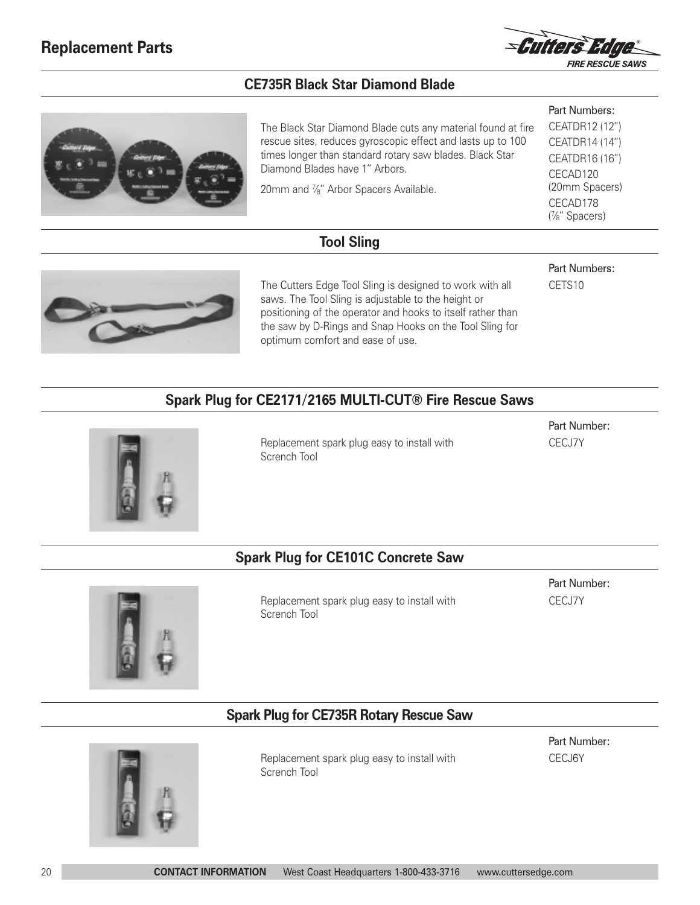# Replacement Parts

## CE735R Black Star Diamond Blade

The Black Star Diamond Blade cuts any material found at fire rescue sites, reduces gyroscopic effect and lasts up to 100 times longer than standard rotary saw blades. Black Star Diamond Blades have 1" Arbors.

20mm and ⅞" Arbor Spacers Available.

Part Numbers:
CEATDR12 (12")
CEATDR14 (14")
CEATDR16 (16")
CECAD120 (20mm Spacers)
CECAD178 (⅞" Spacers)

## Tool Sling

The Cutters Edge Tool Sling is designed to work with all saws. The Tool Sling is adjustable to the height or positioning of the operator and hooks to itself rather than the saw by D-Rings and Snap Hooks on the Tool Sling for optimum comfort and ease of use.

Part Numbers:
CETS10

## Spark Plug for CE2171/2165 MULTI-CUT® Fire Rescue Saws

Replacement spark plug easy to install with Scrench Tool

Part Number:
CECJ7Y

## Spark Plug for CE101C Concrete Saw

Replacement spark plug easy to install with Scrench Tool

Part Number:
CECJ7Y

## Spark Plug for CE735R Rotary Rescue Saw

Replacement spark plug easy to install with Scrench Tool

Part Number:
CECJ6Y

**CONTACT INFORMATION** West Coast Headquarters 1-800-433-3716 www.cuttersedge.com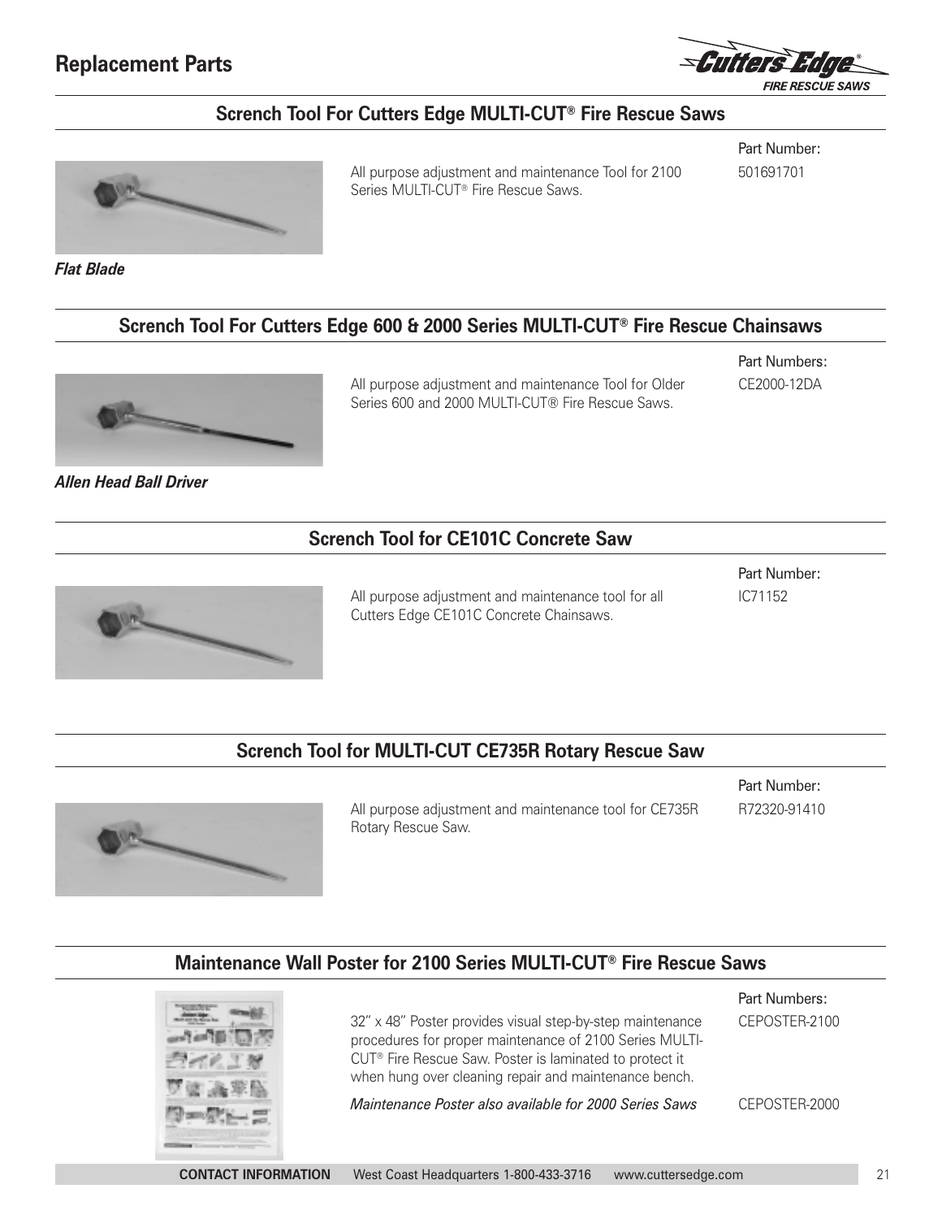# Replacement Parts

## Scrench Tool For Cutters Edge MULTI-CUT® Fire Rescue Saws

All purpose adjustment and maintenance Tool for 2100 Series MULTI-CUT® Fire Rescue Saws.

Part Number:
501691701

*Flat Blade*

## Scrench Tool For Cutters Edge 600 & 2000 Series MULTI-CUT® Fire Rescue Chainsaws

All purpose adjustment and maintenance Tool for Older Series 600 and 2000 MULTI-CUT® Fire Rescue Saws.

Part Numbers:
CE2000-12DA

*Allen Head Ball Driver*

## Scrench Tool for CE101C Concrete Saw

All purpose adjustment and maintenance tool for all Cutters Edge CE101C Concrete Chainsaws.

Part Number:
IC71152

## Scrench Tool for MULTI-CUT CE735R Rotary Rescue Saw

All purpose adjustment and maintenance tool for CE735R Rotary Rescue Saw.

Part Number:
R72320-91410

## Maintenance Wall Poster for 2100 Series MULTI-CUT® Fire Rescue Saws

32" x 48" Poster provides visual step-by-step maintenance procedures for proper maintenance of 2100 Series MULTI-CUT® Fire Rescue Saw. Poster is laminated to protect it when hung over cleaning repair and maintenance bench.

Part Numbers:
CEPOSTER-2100

*Maintenance Poster also available for 2000 Series Saws* CEPOSTER-2000

**CONTACT INFORMATION** West Coast Headquarters 1-800-433-3716 www.cuttersedge.com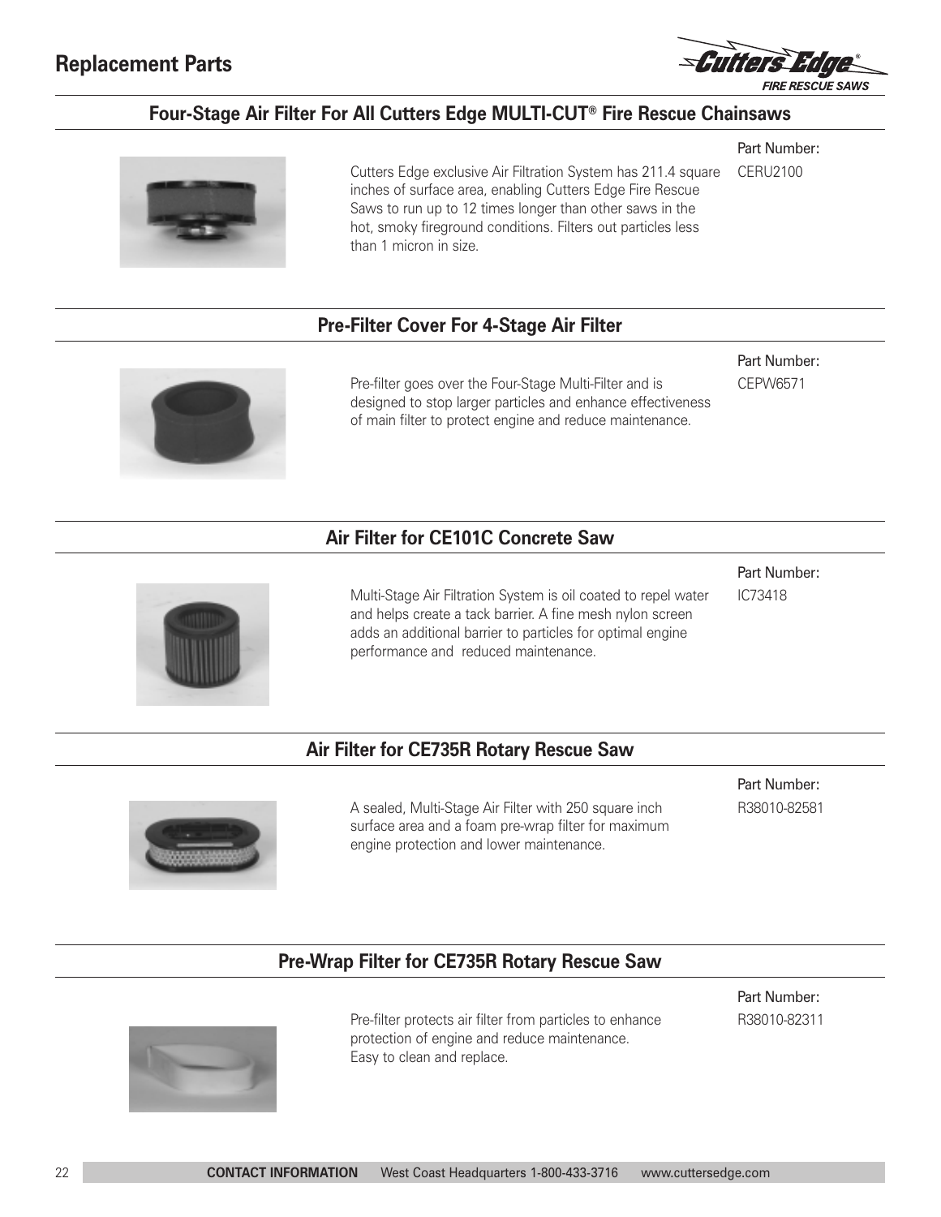# Replacement Parts

## Four-Stage Air Filter For All Cutters Edge MULTI-CUT® Fire Rescue Chainsaws

Cutters Edge exclusive Air Filtration System has 211.4 square inches of surface area, enabling Cutters Edge Fire Rescue Saws to run up to 12 times longer than other saws in the hot, smoky fireground conditions. Filters out particles less than 1 micron in size.

Part Number:
CERU2100

## Pre-Filter Cover For 4-Stage Air Filter

Pre-filter goes over the Four-Stage Multi-Filter and is designed to stop larger particles and enhance effectiveness of main filter to protect engine and reduce maintenance.

Part Number:
CEPW6571

## Air Filter for CE101C Concrete Saw

Multi-Stage Air Filtration System is oil coated to repel water and helps create a tack barrier. A fine mesh nylon screen adds an additional barrier to particles for optimal engine performance and reduced maintenance.

Part Number:
IC73418

## Air Filter for CE735R Rotary Rescue Saw

A sealed, Multi-Stage Air Filter with 250 square inch surface area and a foam pre-wrap filter for maximum engine protection and lower maintenance.

Part Number:
R38010-82581

## Pre-Wrap Filter for CE735R Rotary Rescue Saw

Pre-filter protects air filter from particles to enhance protection of engine and reduce maintenance.
Easy to clean and replace.

Part Number:
R38010-82311

**CONTACT INFORMATION** West Coast Headquarters 1-800-433-3716 www.cuttersedge.com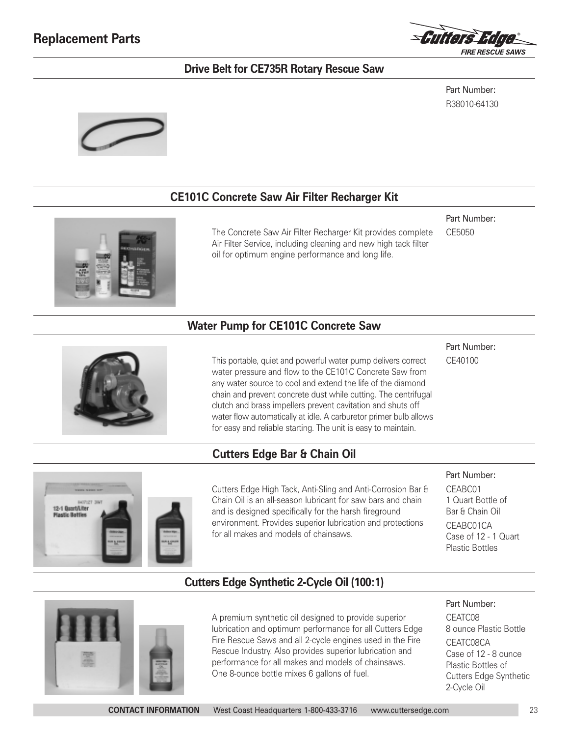# Replacement Parts

## Drive Belt for CE735R Rotary Rescue Saw

Part Number:
R38010-64130

## CE101C Concrete Saw Air Filter Recharger Kit

The Concrete Saw Air Filter Recharger Kit provides complete Air Filter Service, including cleaning and new high tack filter oil for optimum engine performance and long life.

Part Number:
CE5050

## Water Pump for CE101C Concrete Saw

This portable, quiet and powerful water pump delivers correct water pressure and flow to the CE101C Concrete Saw from any water source to cool and extend the life of the diamond chain and prevent concrete dust while cutting. The centrifugal clutch and brass impellers prevent cavitation and shuts off water flow automatically at idle. A carburetor primer bulb allows for easy and reliable starting. The unit is easy to maintain.

Part Number:
CE40100

## Cutters Edge Bar & Chain Oil

Cutters Edge High Tack, Anti-Sling and Anti-Corrosion Bar & Chain Oil is an all-season lubricant for saw bars and chain and is designed specifically for the harsh fireground environment. Provides superior lubrication and protections for all makes and models of chainsaws.

Part Number:

CEABC01
1 Quart Bottle of Bar & Chain Oil

CEABC01CA
Case of 12 - 1 Quart Plastic Bottles

## Cutters Edge Synthetic 2-Cycle Oil (100:1)

A premium synthetic oil designed to provide superior lubrication and optimum performance for all Cutters Edge Fire Rescue Saws and all 2-cycle engines used in the Fire Rescue Industry. Also provides superior lubrication and performance for all makes and models of chainsaws. One 8-ounce bottle mixes 6 gallons of fuel.

Part Number:

CEATC08
8 ounce Plastic Bottle

CEATC08CA
Case of 12 - 8 ounce Plastic Bottles of Cutters Edge Synthetic 2-Cycle Oil

**CONTACT INFORMATION** West Coast Headquarters 1-800-433-3716 www.cuttersedge.com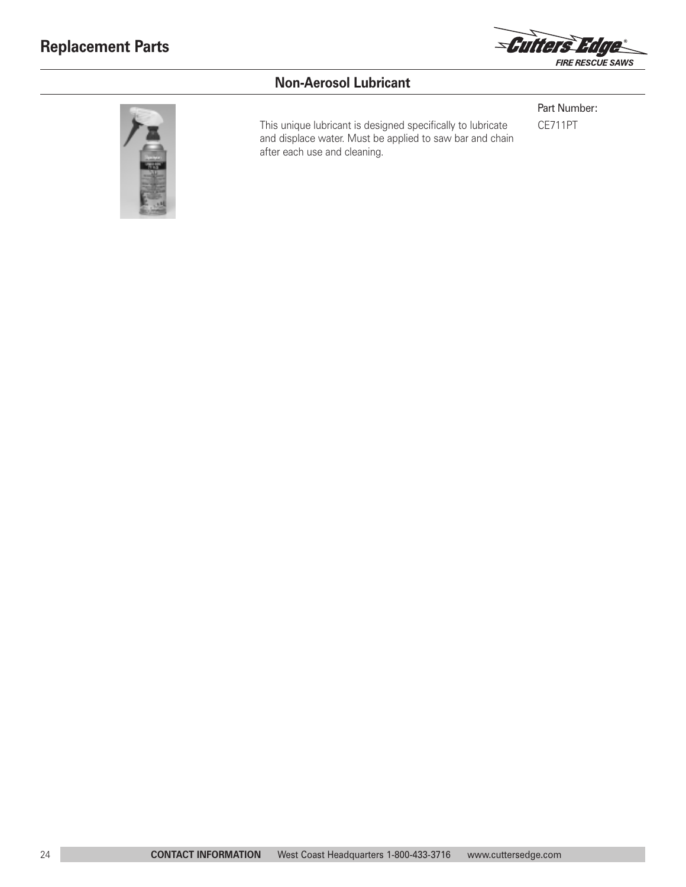# Replacement Parts

## Non-Aerosol Lubricant

This unique lubricant is designed specifically to lubricate and displace water. Must be applied to saw bar and chain after each use and cleaning.

Part Number:

CE711PT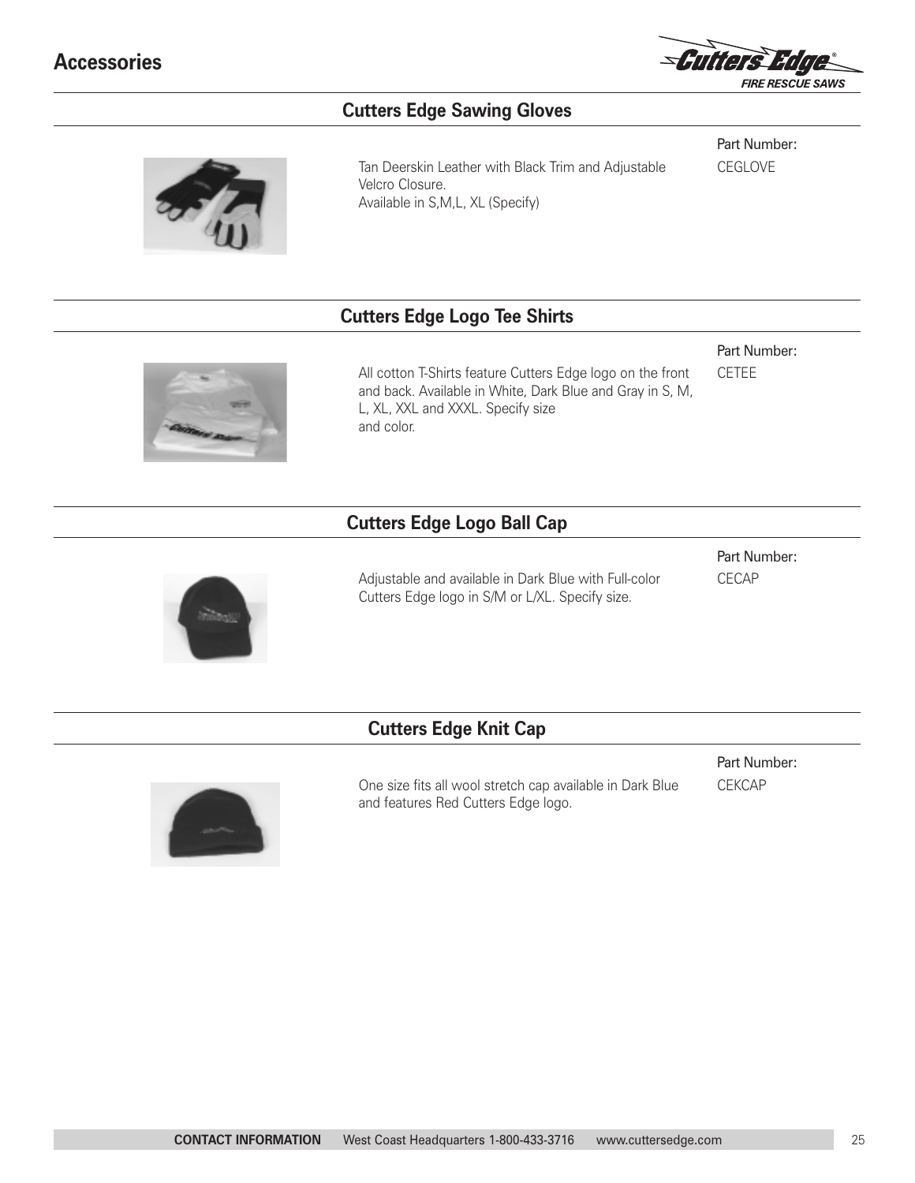# Accessories

## Cutters Edge Sawing Gloves

Tan Deerskin Leather with Black Trim and Adjustable Velcro Closure.
Available in S,M,L, XL (Specify)

Part Number:
CEGLOVE

## Cutters Edge Logo Tee Shirts

All cotton T-Shirts feature Cutters Edge logo on the front and back. Available in White, Dark Blue and Gray in S, M, L, XL, XXL and XXXL. Specify size and color.

Part Number:
CETEE

## Cutters Edge Logo Ball Cap

Adjustable and available in Dark Blue with Full-color Cutters Edge logo in S/M or L/XL. Specify size.

Part Number:
CECAP

## Cutters Edge Knit Cap

One size fits all wool stretch cap available in Dark Blue and features Red Cutters Edge logo.

Part Number:
CEKCAP

**CONTACT INFORMATION** West Coast Headquarters 1-800-433-3716 www.cuttersedge.com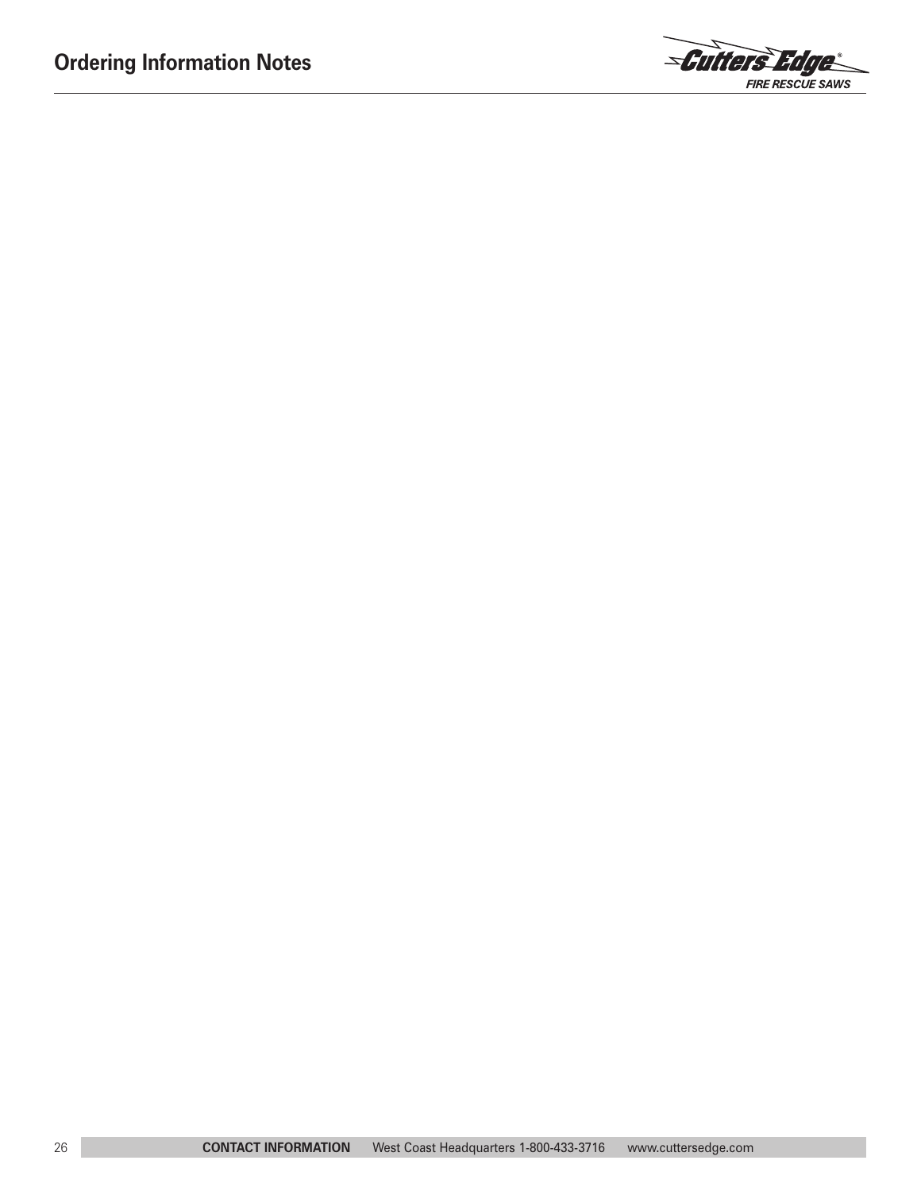# Ordering Information Notes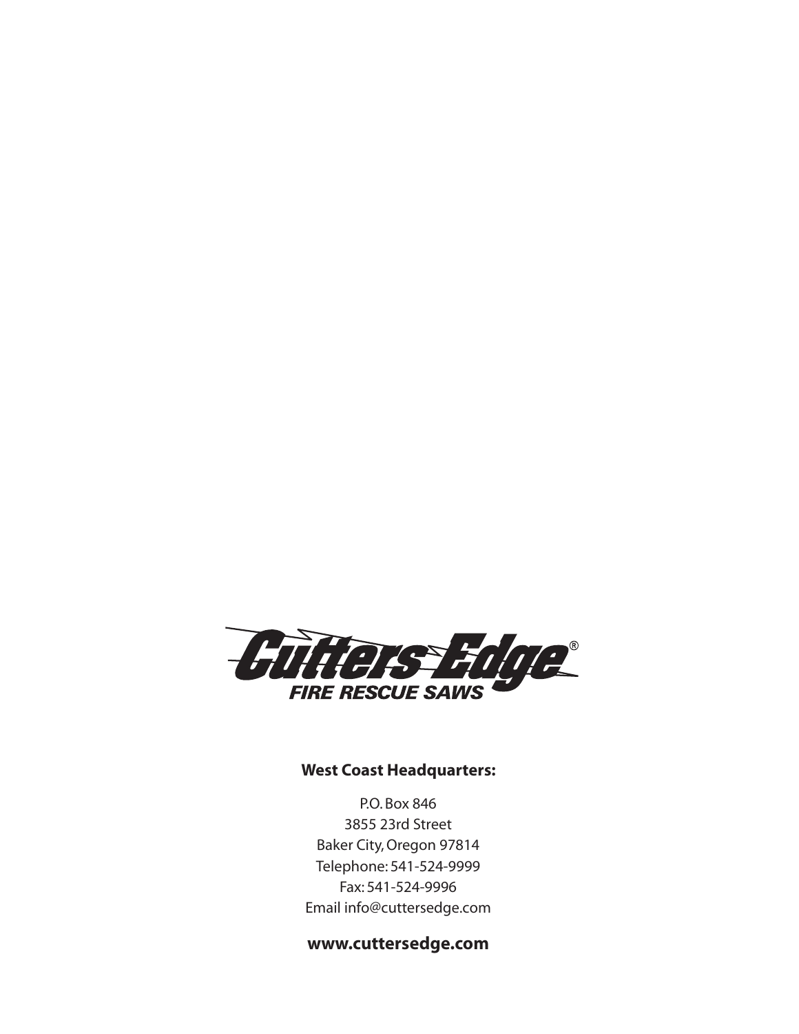**Cutters Edge®**
**FIRE RESCUE SAWS**

**West Coast Headquarters:**

P.O. Box 846
3855 23rd Street
Baker City, Oregon 97814
Telephone: 541-524-9999
Fax: 541-524-9996
Email info@cuttersedge.com

**www.cuttersedge.com**